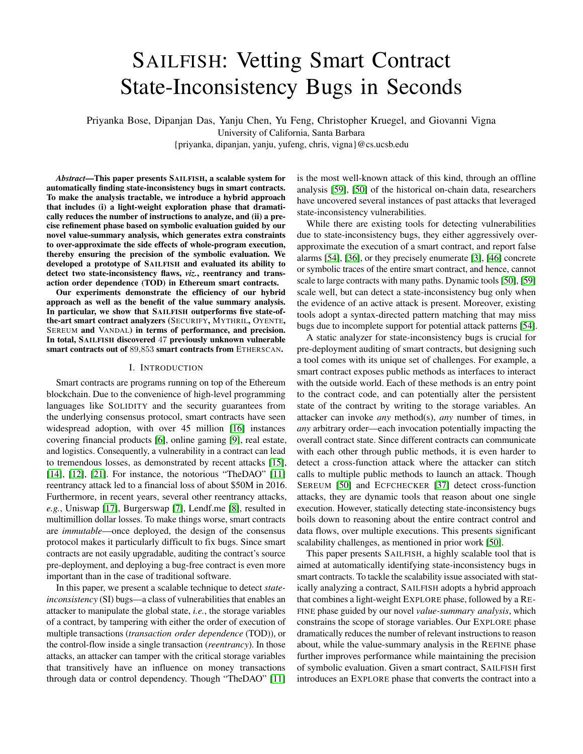# SAILFISH: Vetting Smart Contract State-Inconsistency Bugs in Seconds

Priyanka Bose, Dipanjan Das, Yanju Chen, Yu Feng, Christopher Kruegel, and Giovanni Vigna

University of California, Santa Barbara

{priyanka, dipanjan, yanju, yufeng, chris, vigna}@cs.ucsb.edu

***Abstract*—This paper presents SAILFISH, a scalable system for automatically finding state-inconsistency bugs in smart contracts. To make the analysis tractable, we introduce a hybrid approach that includes (i) a light-weight exploration phase that dramatically reduces the number of instructions to analyze, and (ii) a precise refinement phase based on symbolic evaluation guided by our novel value-summary analysis, which generates extra constraints to over-approximate the side effects of whole-program execution, thereby ensuring the precision of the symbolic evaluation. We developed a prototype of SAILFISH and evaluated its ability to detect two state-inconsistency flaws, *viz.*, reentrancy and transaction order dependence (TOD) in Ethereum smart contracts.**

**Our experiments demonstrate the efficiency of our hybrid approach as well as the benefit of the value summary analysis. In particular, we show that SAILFISH outperforms five state-of-the-art smart contract analyzers (SECURIFY, MYTHRIL, OYENTE, SEREUM and VANDAL) in terms of performance, and precision. In total, SAILFISH discovered 47 previously unknown vulnerable smart contracts out of 89,853 smart contracts from ETHERSCAN.**

## I. INTRODUCTION

Smart contracts are programs running on top of the Ethereum blockchain. Due to the convenience of high-level programming languages like SOLIDITY and the security guarantees from the underlying consensus protocol, smart contracts have seen widespread adoption, with over 45 million [16] instances covering financial products [6], online gaming [9], real estate, and logistics. Consequently, a vulnerability in a contract can lead to tremendous losses, as demonstrated by recent attacks [15], [14], [12], [21]. For instance, the notorious "TheDAO" [11] reentrancy attack led to a financial loss of about $50M in 2016. Furthermore, in recent years, several other reentrancy attacks, *e.g.*, Uniswap [17], Burgerswap [7], Lendf.me [8], resulted in multimillion dollar losses. To make things worse, smart contracts are *immutable*—once deployed, the design of the consensus protocol makes it particularly difficult to fix bugs. Since smart contracts are not easily upgradable, auditing the contract's source pre-deployment, and deploying a bug-free contract is even more important than in the case of traditional software.

In this paper, we present a scalable technique to detect *state-inconsistency* (SI) bugs—a class of vulnerabilities that enables an attacker to manipulate the global state, *i.e.*, the storage variables of a contract, by tampering with either the order of execution of multiple transactions (*transaction order dependence* (TOD)), or the control-flow inside a single transaction (*reentrancy*). In those attacks, an attacker can tamper with the critical storage variables that transitively have an influence on money transactions through data or control dependency. Though "TheDAO" [11] is the most well-known attack of this kind, through an offline analysis [59], [50] of the historical on-chain data, researchers have uncovered several instances of past attacks that leveraged state-inconsistency vulnerabilities.

While there are existing tools for detecting vulnerabilities due to state-inconsistency bugs, they either aggressively over-approximate the execution of a smart contract, and report false alarms [54], [36], or they precisely enumerate [3], [46] concrete or symbolic traces of the entire smart contract, and hence, cannot scale to large contracts with many paths. Dynamic tools [50], [59] scale well, but can detect a state-inconsistency bug only when the evidence of an active attack is present. Moreover, existing tools adopt a syntax-directed pattern matching that may miss bugs due to incomplete support for potential attack patterns [54].

A static analyzer for state-inconsistency bugs is crucial for pre-deployment auditing of smart contracts, but designing such a tool comes with its unique set of challenges. For example, a smart contract exposes public methods as interfaces to interact with the outside world. Each of these methods is an entry point to the contract code, and can potentially alter the persistent state of the contract by writing to the storage variables. An attacker can invoke *any* method(s), *any* number of times, in *any* arbitrary order—each invocation potentially impacting the overall contract state. Since different contracts can communicate with each other through public methods, it is even harder to detect a cross-function attack where the attacker can stitch calls to multiple public methods to launch an attack. Though SEREUM [50] and ECFCHECKER [37] detect cross-function attacks, they are dynamic tools that reason about one single execution. However, statically detecting state-inconsistency bugs boils down to reasoning about the entire contract control and data flows, over multiple executions. This presents significant scalability challenges, as mentioned in prior work [50].

This paper presents SAILFISH, a highly scalable tool that is aimed at automatically identifying state-inconsistency bugs in smart contracts. To tackle the scalability issue associated with statically analyzing a contract, SAILFISH adopts a hybrid approach that combines a light-weight EXPLORE phase, followed by a REFINE phase guided by our novel *value-summary analysis*, which constrains the scope of storage variables. Our EXPLORE phase dramatically reduces the number of relevant instructions to reason about, while the value-summary analysis in the REFINE phase further improves performance while maintaining the precision of symbolic evaluation. Given a smart contract, SAILFISH first introduces an EXPLORE phase that converts the contract into a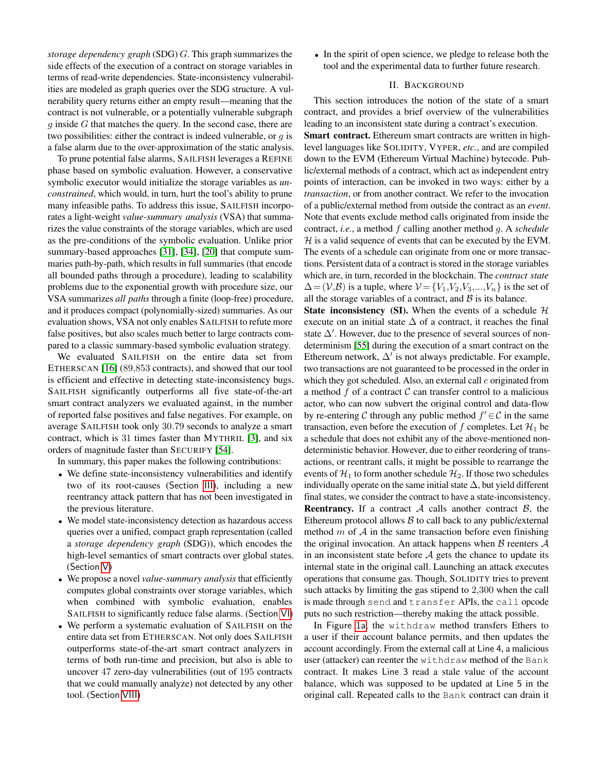*storage dependency graph* (SDG) $G$. This graph summarizes the side effects of the execution of a contract on storage variables in terms of read-write dependencies. State-inconsistency vulnerabilities are modeled as graph queries over the SDG structure. A vulnerability query returns either an empty result—meaning that the contract is not vulnerable, or a potentially vulnerable subgraph $g$ inside $G$ that matches the query. In the second case, there are two possibilities: either the contract is indeed vulnerable, or $g$ is a false alarm due to the over-approximation of the static analysis.

To prune potential false alarms, SAILFISH leverages a REFINE phase based on symbolic evaluation. However, a conservative symbolic executor would initialize the storage variables as *unconstrained*, which would, in turn, hurt the tool's ability to prune many infeasible paths. To address this issue, SAILFISH incorporates a light-weight *value-summary analysis* (VSA) that summarizes the value constraints of the storage variables, which are used as the pre-conditions of the symbolic evaluation. Unlike prior summary-based approaches [31], [34], [20] that compute summaries path-by-path, which results in full summaries (that encode all bounded paths through a procedure), leading to scalability problems due to the exponential growth with procedure size, our VSA summarizes *all paths* through a finite (loop-free) procedure, and it produces compact (polynomially-sized) summaries. As our evaluation shows, VSA not only enables SAILFISH to refute more false positives, but also scales much better to large contracts compared to a classic summary-based symbolic evaluation strategy.

We evaluated SAILFISH on the entire data set from ETHERSCAN [16] (89,853 contracts), and showed that our tool is efficient and effective in detecting state-inconsistency bugs. SAILFISH significantly outperforms all five state-of-the-art smart contract analyzers we evaluated against, in the number of reported false positives and false negatives. For example, on average SAILFISH took only 30.79 seconds to analyze a smart contract, which is 31 times faster than MYTHRIL [3], and six orders of magnitude faster than SECURIFY [54].

In summary, this paper makes the following contributions:

- We define state-inconsistency vulnerabilities and identify two of its root-causes (Section III), including a new reentrancy attack pattern that has not been investigated in the previous literature.
- We model state-inconsistency detection as hazardous access queries over a unified, compact graph representation (called a *storage dependency graph* (SDG)), which encodes the high-level semantics of smart contracts over global states. (Section V)
- We propose a novel *value-summary analysis* that efficiently computes global constraints over storage variables, which when combined with symbolic evaluation, enables SAILFISH to significantly reduce false alarms. (Section VI)
- We perform a systematic evaluation of SAILFISH on the entire data set from ETHERSCAN. Not only does SAILFISH outperforms state-of-the-art smart contract analyzers in terms of both run-time and precision, but also is able to uncover 47 zero-day vulnerabilities (out of 195 contracts that we could manually analyze) not detected by any other tool. (Section VIII)
- In the spirit of open science, we pledge to release both the tool and the experimental data to further future research.

## II. BACKGROUND

This section introduces the notion of the state of a smart contract, and provides a brief overview of the vulnerabilities leading to an inconsistent state during a contract's execution.

**Smart contract.** Ethereum smart contracts are written in high-level languages like SOLIDITY, VYPER, *etc.*, and are compiled down to the EVM (Ethereum Virtual Machine) bytecode. Public/external methods of a contract, which act as independent entry points of interaction, can be invoked in two ways: either by a *transaction*, or from another contract. We refer to the invocation of a public/external method from outside the contract as an *event*. Note that events exclude method calls originated from inside the contract, *i.e.*, a method $f$ calling another method $g$. A *schedule* $\mathcal{H}$ is a valid sequence of events that can be executed by the EVM. The events of a schedule can originate from one or more transactions. Persistent data of a contract is stored in the storage variables which are, in turn, recorded in the blockchain. The *contract state* $\Delta = (\mathcal{V}, \mathcal{B})$ is a tuple, where $\mathcal{V} = \{V_1, V_2, V_3, ..., V_n\}$ is the set of all the storage variables of a contract, and $\mathcal{B}$ is its balance.

**State inconsistency (SI).** When the events of a schedule $\mathcal{H}$ execute on an initial state $\Delta$ of a contract, it reaches the final state $\Delta'$. However, due to the presence of several sources of non-determinism [55] during the execution of a smart contract on the Ethereum network, $\Delta'$ is not always predictable. For example, two transactions are not guaranteed to be processed in the order in which they got scheduled. Also, an external call $e$ originated from a method $f$ of a contract $\mathcal{C}$ can transfer control to a malicious actor, who can now subvert the original control and data-flow by re-entering $\mathcal{C}$ through any public method $f' \in \mathcal{C}$ in the same transaction, even before the execution of $f$ completes. Let $\mathcal{H}_1$ be a schedule that does not exhibit any of the above-mentioned non-deterministic behavior. However, due to either reordering of transactions, or reentrant calls, it might be possible to rearrange the events of $\mathcal{H}_1$ to form another schedule $\mathcal{H}_2$. If those two schedules individually operate on the same initial state $\Delta$, but yield different final states, we consider the contract to have a state-inconsistency.

**Reentrancy.** If a contract $\mathcal{A}$ calls another contract $\mathcal{B}$, the Ethereum protocol allows $\mathcal{B}$ to call back to any public/external method $m$ of $\mathcal{A}$ in the same transaction before even finishing the original invocation. An attack happens when $\mathcal{B}$ reenters $\mathcal{A}$ in an inconsistent state before $\mathcal{A}$ gets the chance to update its internal state in the original call. Launching an attack executes operations that consume gas. Though, SOLIDITY tries to prevent such attacks by limiting the gas stipend to 2,300 when the call is made through `send` and `transfer` APIs, the `call` opcode puts no such restriction—thereby making the attack possible.

In Figure 1a, the `withdraw` method transfers Ethers to a user if their account balance permits, and then updates the account accordingly. From the external call at Line 4, a malicious user (attacker) can reenter the `withdraw` method of the `Bank` contract. It makes Line 3 read a stale value of the account balance, which was supposed to be updated at Line 5 in the original call. Repeated calls to the `Bank` contract can drain it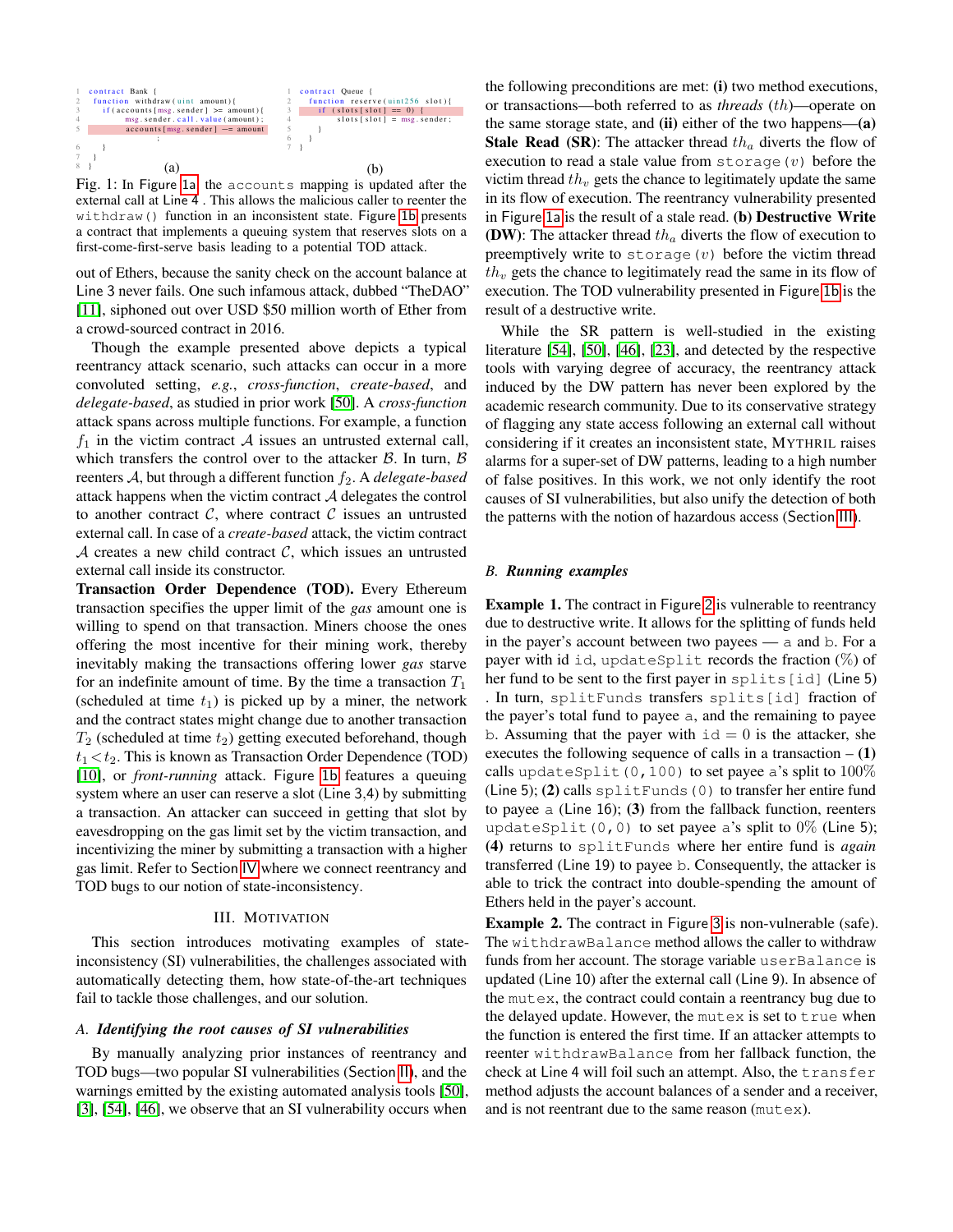```
1  contract Bank {
2    function withdraw(uint amount){
3      if(accounts[msg.sender] >= amount){
4          msg.sender.call.value(amount);
5          accounts[msg.sender] -= amount
             ;
6      }
7    }
8  }
```
(a)

```
1  contract Queue {
2    function reserve(uint256 slot){
3      if (slots[slot] == 0) {
4          slots[slot] = msg.sender;
5      }
6    }
7  }
```
(b)

Fig. 1: In Figure 1a, the accounts mapping is updated after the external call at Line 4 . This allows the malicious caller to reenter the withdraw() function in an inconsistent state. Figure 1b presents a contract that implements a queuing system that reserves slots on a first-come-first-serve basis leading to a potential TOD attack.

out of Ethers, because the sanity check on the account balance at Line 3 never fails. One such infamous attack, dubbed "TheDAO" [11], siphoned out over USD $50 million worth of Ether from a crowd-sourced contract in 2016.

Though the example presented above depicts a typical reentrancy attack scenario, such attacks can occur in a more convoluted setting, *e.g.*, *cross-function*, *create-based*, and *delegate-based*, as studied in prior work [50]. A *cross-function* attack spans across multiple functions. For example, a function $f_1$ in the victim contract $\mathcal{A}$ issues an untrusted external call, which transfers the control over to the attacker $\mathcal{B}$. In turn, $\mathcal{B}$ reenters $\mathcal{A}$, but through a different function $f_2$. A *delegate-based* attack happens when the victim contract $\mathcal{A}$ delegates the control to another contract $\mathcal{C}$, where contract $\mathcal{C}$ issues an untrusted external call. In case of a *create-based* attack, the victim contract $\mathcal{A}$ creates a new child contract $\mathcal{C}$, which issues an untrusted external call inside its constructor.

**Transaction Order Dependence (TOD).** Every Ethereum transaction specifies the upper limit of the *gas* amount one is willing to spend on that transaction. Miners choose the ones offering the most incentive for their mining work, thereby inevitably making the transactions offering lower *gas* starve for an indefinite amount of time. By the time a transaction $T_1$ (scheduled at time $t_1$) is picked up by a miner, the network and the contract states might change due to another transaction $T_2$ (scheduled at time $t_2$) getting executed beforehand, though $t_1 < t_2$. This is known as Transaction Order Dependence (TOD) [10], or *front-running* attack. Figure 1b features a queuing system where an user can reserve a slot (Line 3,4) by submitting a transaction. An attacker can succeed in getting that slot by eavesdropping on the gas limit set by the victim transaction, and incentivizing the miner by submitting a transaction with a higher gas limit. Refer to Section IV where we connect reentrancy and TOD bugs to our notion of state-inconsistency.

## III. Motivation

This section introduces motivating examples of state-inconsistency (SI) vulnerabilities, the challenges associated with automatically detecting them, how state-of-the-art techniques fail to tackle those challenges, and our solution.

### A. *Identifying the root causes of SI vulnerabilities*

By manually analyzing prior instances of reentrancy and TOD bugs—two popular SI vulnerabilities (Section II), and the warnings emitted by the existing automated analysis tools [50], [3], [54], [46], we observe that an SI vulnerability occurs when the following preconditions are met: **(i)** two method executions, or transactions—both referred to as *threads* ($th$)—operate on the same storage state, and **(ii)** either of the two happens—**(a) Stale Read (SR)**: The attacker thread $th_a$ diverts the flow of execution to read a stale value from storage($v$) before the victim thread $th_v$ gets the chance to legitimately update the same in its flow of execution. The reentrancy vulnerability presented in Figure 1a is the result of a stale read. **(b) Destructive Write (DW)**: The attacker thread $th_a$ diverts the flow of execution to preemptively write to storage($v$) before the victim thread $th_v$ gets the chance to legitimately read the same in its flow of execution. The TOD vulnerability presented in Figure 1b is the result of a destructive write.

While the SR pattern is well-studied in the existing literature [54], [50], [46], [23], and detected by the respective tools with varying degree of accuracy, the reentrancy attack induced by the DW pattern has never been explored by the academic research community. Due to its conservative strategy of flagging any state access following an external call without considering if it creates an inconsistent state, MYTHRIL raises alarms for a super-set of DW patterns, leading to a high number of false positives. In this work, we not only identify the root causes of SI vulnerabilities, but also unify the detection of both the patterns with the notion of hazardous access (Section III).

### B. *Running examples*

**Example 1.** The contract in Figure 2 is vulnerable to reentrancy due to destructive write. It allows for the splitting of funds held in the payer's account between two payees — a and b. For a payer with id id, updateSplit records the fraction (%) of her fund to be sent to the first payer in splits[id] (Line 5) . In turn, splitFunds transfers splits[id] fraction of the payer's total fund to payee a, and the remaining to payee b. Assuming that the payer with id $= 0$ is the attacker, she executes the following sequence of calls in a transaction – **(1)** calls updateSplit(0,100) to set payee a's split to 100% (Line 5); **(2)** calls splitFunds(0) to transfer her entire fund to payee a (Line 16); **(3)** from the fallback function, reenters updateSplit(0,0) to set payee a's split to 0% (Line 5); **(4)** returns to splitFunds where her entire fund is *again* transferred (Line 19) to payee b. Consequently, the attacker is able to trick the contract into double-spending the amount of Ethers held in the payer's account.

**Example 2.** The contract in Figure 3 is non-vulnerable (safe). The withdrawBalance method allows the caller to withdraw funds from her account. The storage variable userBalance is updated (Line 10) after the external call (Line 9). In absence of the mutex, the contract could contain a reentrancy bug due to the delayed update. However, the mutex is set to true when the function is entered the first time. If an attacker attempts to reenter withdrawBalance from her fallback function, the check at Line 4 will foil such an attempt. Also, the transfer method adjusts the account balances of a sender and a receiver, and is not reentrant due to the same reason (mutex).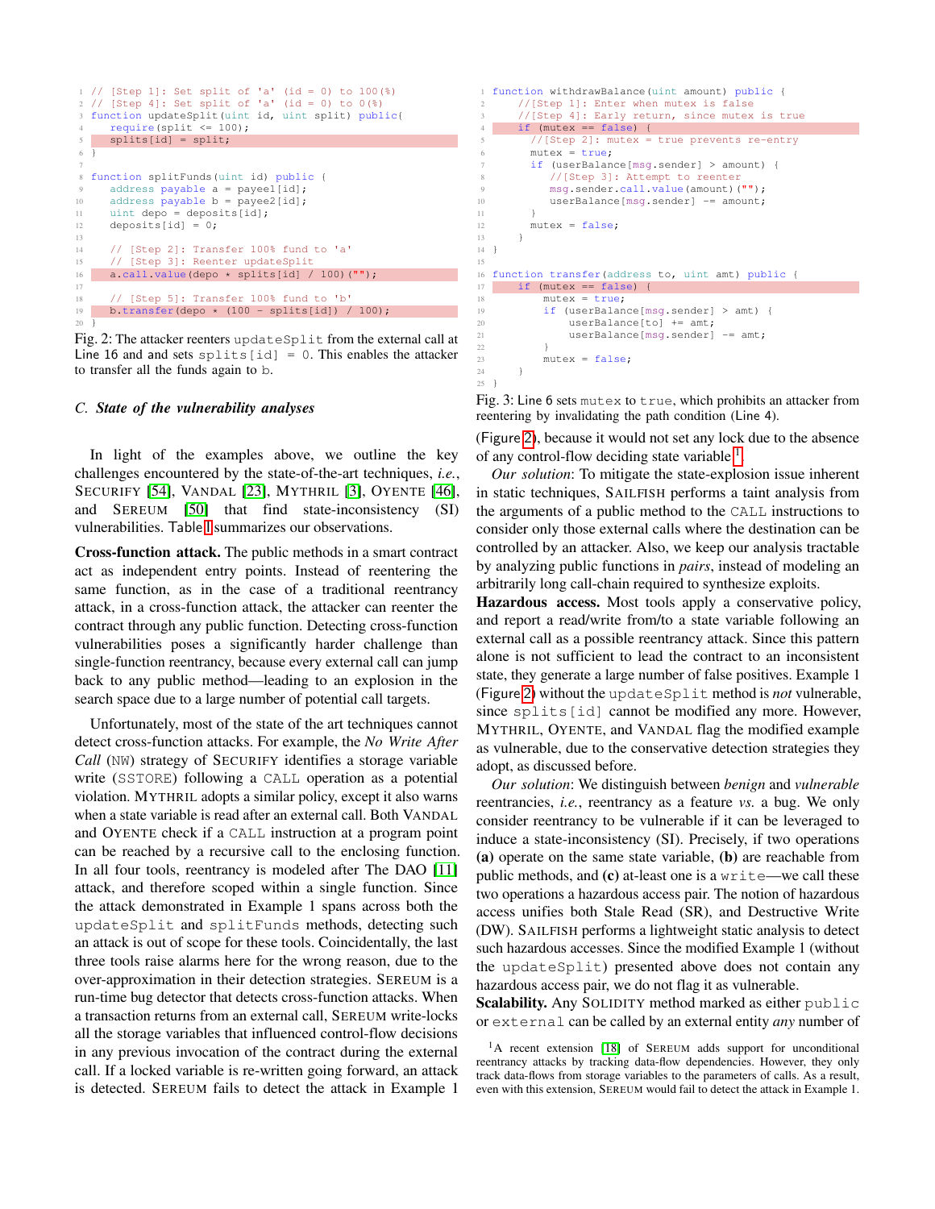```
1  // [Step 1]: Set split of 'a' (id = 0) to 100(%)
2  // [Step 4]: Set split of 'a' (id = 0) to 0(%)
3  function updateSplit(uint id, uint split) public{
4      require(split <= 100);
5      splits[id] = split;
6  }
7
8  function splitFunds(uint id) public {
9      address payable a = payee1[id];
10     address payable b = payee2[id];
11     uint depo = deposits[id];
12     deposits[id] = 0;
13
14     // [Step 2]: Transfer 100% fund to 'a'
15     // [Step 3]: Reenter updateSplit
16     a.call.value(depo * splits[id] / 100)("");
17
18     // [Step 5]: Transfer 100% fund to 'b'
19     b.transfer(depo * (100 - splits[id]) / 100);
20 }
```

Fig. 2: The attacker reenters `updateSplit` from the external call at Line 16 and and sets `splits[id] = 0`. This enables the attacker to transfer all the funds again to b.

### C. State of the vulnerability analyses

In light of the examples above, we outline the key challenges encountered by the state-of-the-art techniques, *i.e.*, SECURIFY [54], VANDAL [23], MYTHRIL [3], OYENTE [46], and SEREUM [50] that find state-inconsistency (SI) vulnerabilities. Table I summarizes our observations.

**Cross-function attack.** The public methods in a smart contract act as independent entry points. Instead of reentering the same function, as in the case of a traditional reentrancy attack, in a cross-function attack, the attacker can reenter the contract through any public function. Detecting cross-function vulnerabilities poses a significantly harder challenge than single-function reentrancy, because every external call can jump back to any public method—leading to an explosion in the search space due to a large number of potential call targets.

Unfortunately, most of the state of the art techniques cannot detect cross-function attacks. For example, the *No Write After Call* (NW) strategy of SECURIFY identifies a storage variable write (SSTORE) following a CALL operation as a potential violation. MYTHRIL adopts a similar policy, except it also warns when a state variable is read after an external call. Both VANDAL and OYENTE check if a CALL instruction at a program point can be reached by a recursive call to the enclosing function. In all four tools, reentrancy is modeled after The DAO [11] attack, and therefore scoped within a single function. Since the attack demonstrated in Example 1 spans across both the `updateSplit` and `splitFunds` methods, detecting such an attack is out of scope for these tools. Coincidentally, the last three tools raise alarms here for the wrong reason, due to the over-approximation in their detection strategies. SEREUM is a run-time bug detector that detects cross-function attacks. When a transaction returns from an external call, SEREUM write-locks all the storage variables that influenced control-flow decisions in any previous invocation of the contract during the external call. If a locked variable is re-written going forward, an attack is detected. SEREUM fails to detect the attack in Example 1 (Figure 2), because it would not set any lock due to the absence of any control-flow deciding state variable [1].

```
1  function withdrawBalance(uint amount) public {
2      //[Step 1]: Enter when mutex is false
3      //[Step 4]: Early return, since mutex is true
4      if (mutex == false) {
5        //[Step 2]: mutex = true prevents re-entry
6        mutex = true;
7        if (userBalance[msg.sender] > amount) {
8          //[Step 3]: Attempt to reenter
9          msg.sender.call.value(amount)("");
10         userBalance[msg.sender] -= amount;
11       }
12       mutex = false;
13     }
14 }
15
16 function transfer(address to, uint amt) public {
17     if (mutex == false) {
18         mutex = true;
19         if (userBalance[msg.sender] > amt) {
20             userBalance[to] += amt;
21             userBalance[msg.sender] -= amt;
22         }
23         mutex = false;
24     }
25 }
```

Fig. 3: Line 6 sets `mutex` to `true`, which prohibits an attacker from reentering by invalidating the path condition (Line 4).

*Our solution*: To mitigate the state-explosion issue inherent in static techniques, SAILFISH performs a taint analysis from the arguments of a public method to the CALL instructions to consider only those external calls where the destination can be controlled by an attacker. Also, we keep our analysis tractable by analyzing public functions in *pairs*, instead of modeling an arbitrarily long call-chain required to synthesize exploits.

**Hazardous access.** Most tools apply a conservative policy, and report a read/write from/to a state variable following an external call as a possible reentrancy attack. Since this pattern alone is not sufficient to lead the contract to an inconsistent state, they generate a large number of false positives. Example 1 (Figure 2) without the `updateSplit` method is *not* vulnerable, since `splits[id]` cannot be modified any more. However, MYTHRIL, OYENTE, and VANDAL flag the modified example as vulnerable, due to the conservative detection strategies they adopt, as discussed before.

*Our solution*: We distinguish between *benign* and *vulnerable* reentrancies, *i.e.*, reentrancy as a feature *vs.* a bug. We only consider reentrancy to be vulnerable if it can be leveraged to induce a state-inconsistency (SI). Precisely, if two operations **(a)** operate on the same state variable, **(b)** are reachable from public methods, and **(c)** at-least one is a `write`—we call these two operations a hazardous access pair. The notion of hazardous access unifies both Stale Read (SR), and Destructive Write (DW). SAILFISH performs a lightweight static analysis to detect such hazardous accesses. Since the modified Example 1 (without the `updateSplit`) presented above does not contain any hazardous access pair, we do not flag it as vulnerable.

**Scalability.** Any SOLIDITY method marked as either `public` or `external` can be called by an external entity *any* number of

[1] A recent extension [18] of SEREUM adds support for unconditional reentrancy attacks by tracking data-flow dependencies. However, they only track data-flows from storage variables to the parameters of calls. As a result, even with this extension, SEREUM would fail to detect the attack in Example 1.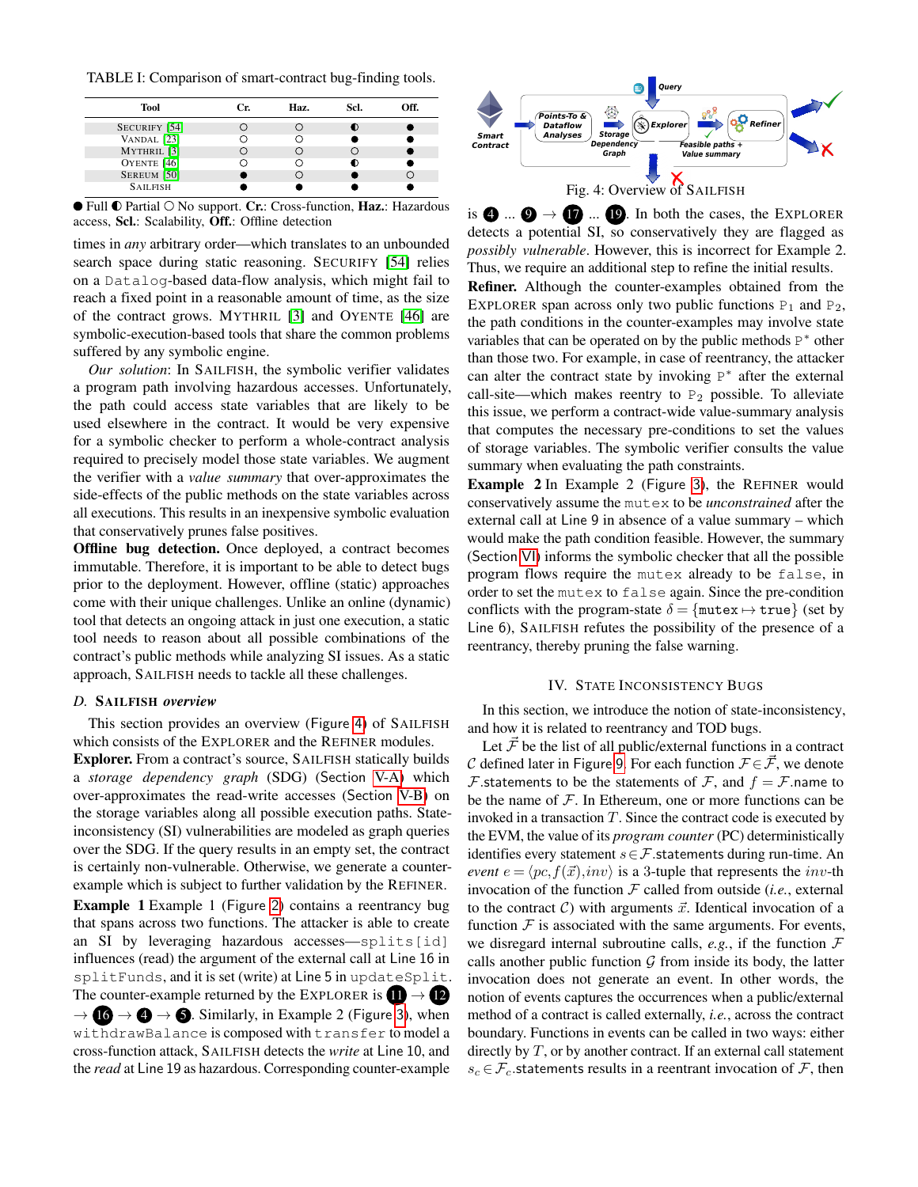TABLE I: Comparison of smart-contract bug-finding tools.

| Tool | Cr. | Haz. | Scl. | Off. |
|---|---|---|---|---|
| SECURIFY [54] | ○ | ○ | ◐ | ● |
| VANDAL [23] | ○ | ○ | ● | ● |
| MYTHRIL [3] | ○ | ○ | ○ | ● |
| OYENTE [46] | ○ | ○ | ◐ | ● |
| SEREUM [50] | ● | ○ | ● | ○ |
| SAILFISH | ● | ● | ● | ● |

● Full ◐ Partial ○ No support. **Cr.**: Cross-function, **Haz.**: Hazardous access, **Scl.**: Scalability, **Off.**: Offline detection

times in *any* arbitrary order—which translates to an unbounded search space during static reasoning. SECURIFY [54] relies on a Datalog-based data-flow analysis, which might fail to reach a fixed point in a reasonable amount of time, as the size of the contract grows. MYTHRIL [3] and OYENTE [46] are symbolic-execution-based tools that share the common problems suffered by any symbolic engine.

*Our solution*: In SAILFISH, the symbolic verifier validates a program path involving hazardous accesses. Unfortunately, the path could access state variables that are likely to be used elsewhere in the contract. It would be very expensive for a symbolic checker to perform a whole-contract analysis required to precisely model those state variables. We augment the verifier with a *value summary* that over-approximates the side-effects of the public methods on the state variables across all executions. This results in an inexpensive symbolic evaluation that conservatively prunes false positives.

**Offline bug detection.** Once deployed, a contract becomes immutable. Therefore, it is important to be able to detect bugs prior to the deployment. However, offline (static) approaches come with their unique challenges. Unlike an online (dynamic) tool that detects an ongoing attack in just one execution, a static tool needs to reason about all possible combinations of the contract's public methods while analyzing SI issues. As a static approach, SAILFISH needs to tackle all these challenges.

### D. SAILFISH *overview*

This section provides an overview (Figure 4) of SAILFISH which consists of the EXPLORER and the REFINER modules.

**Explorer.** From a contract's source, SAILFISH statically builds a *storage dependency graph* (SDG) (Section V-A) which over-approximates the read-write accesses (Section V-B) on the storage variables along all possible execution paths. State-inconsistency (SI) vulnerabilities are modeled as graph queries over the SDG. If the query results in an empty set, the contract is certainly non-vulnerable. Otherwise, we generate a counter-example which is subject to further validation by the REFINER.

**Example 1** Example 1 (Figure 2) contains a reentrancy bug that spans across two functions. The attacker is able to create an SI by leveraging hazardous accesses—splits[id] influences (read) the argument of the external call at Line 16 in splitFunds, and it is set (write) at Line 5 in updateSplit. The counter-example returned by the EXPLORER is ⑪ → ⑫ → ⑯ → ④ → ⑤. Similarly, in Example 2 (Figure 3), when withdrawBalance is composed with transfer to model a cross-function attack, SAILFISH detects the *write* at Line 10, and the *read* at Line 19 as hazardous. Corresponding counter-example is ④ ... ⑨ → ⑰ ... ⑲. In both the cases, the EXPLORER detects a potential SI, so conservatively they are flagged as *possibly vulnerable*. However, this is incorrect for Example 2. Thus, we require an additional step to refine the initial results.

Smart Contract
Points-To & Dataflow Analyses
Storage Dependency Graph
Query
Explorer
Feasible paths + Value summary
Refiner

Fig. 4: Overview of SAILFISH

**Refiner.** Although the counter-examples obtained from the EXPLORER span across only two public functions $\mathtt{P}_1$ and $\mathtt{P}_2$, the path conditions in the counter-examples may involve state variables that can be operated on by the public methods $\mathtt{P}^*$ other than those two. For example, in case of reentrancy, the attacker can alter the contract state by invoking $\mathtt{P}^*$ after the external call-site—which makes reentry to $\mathtt{P}_2$ possible. To alleviate this issue, we perform a contract-wide value-summary analysis that computes the necessary pre-conditions to set the values of storage variables. The symbolic verifier consults the value summary when evaluating the path constraints.

**Example 2** In Example 2 (Figure 3), the REFINER would conservatively assume the mutex to be *unconstrained* after the external call at Line 9 in absence of a value summary – which would make the path condition feasible. However, the summary (Section VI) informs the symbolic checker that all the possible program flows require the mutex already to be false, in order to set the mutex to false again. Since the pre-condition conflicts with the program-state $\delta = \{\mathtt{mutex} \mapsto \mathtt{true}\}$ (set by Line 6), SAILFISH refutes the possibility of the presence of a reentrancy, thereby pruning the false warning.

## IV. STATE INCONSISTENCY BUGS

In this section, we introduce the notion of state-inconsistency, and how it is related to reentrancy and TOD bugs.

Let $\vec{\mathcal{F}}$ be the list of all public/external functions in a contract $\mathcal{C}$ defined later in Figure 9. For each function $\mathcal{F} \in \vec{\mathcal{F}}$, we denote $\mathcal{F}$.statements to be the statements of $\mathcal{F}$, and $f = \mathcal{F}$.name to be the name of $\mathcal{F}$. In Ethereum, one or more functions can be invoked in a transaction $T$. Since the contract code is executed by the EVM, the value of its *program counter* (PC) deterministically identifies every statement $s \in \mathcal{F}$.statements during run-time. An *event* $e = \langle pc, f(\vec{x}), inv \rangle$ is a 3-tuple that represents the $inv$-th invocation of the function $\mathcal{F}$ called from outside (*i.e.*, external to the contract $\mathcal{C}$) with arguments $\vec{x}$. Identical invocation of a function $\mathcal{F}$ is associated with the same arguments. For events, we disregard internal subroutine calls, *e.g.*, if the function $\mathcal{F}$ calls another public function $\mathcal{G}$ from inside its body, the latter invocation does not generate an event. In other words, the notion of events captures the occurrences when a public/external method of a contract is called externally, *i.e.*, across the contract boundary. Functions in events can be called in two ways: either directly by $T$, or by another contract. If an external call statement $s_c \in \mathcal{F}_c$.statements results in a reentrant invocation of $\mathcal{F}$, then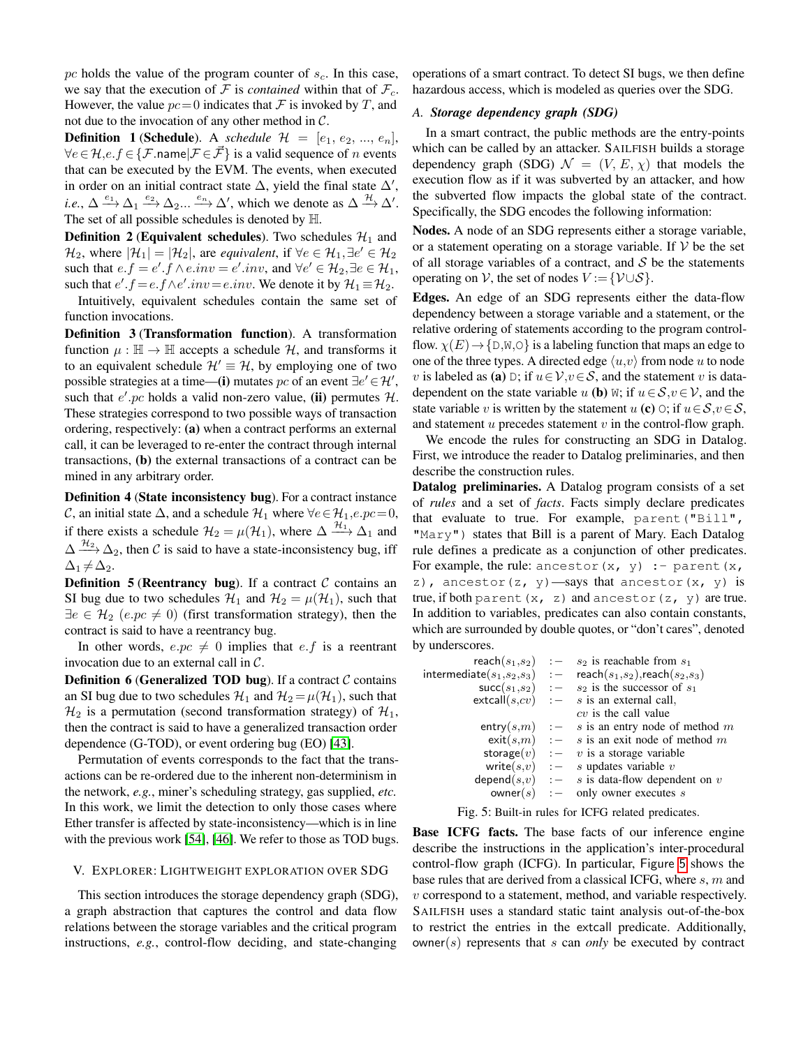$pc$ holds the value of the program counter of $s_c$. In this case, we say that the execution of $\mathcal{F}$ is *contained* within that of $\mathcal{F}_c$. However, the value $pc=0$ indicates that $\mathcal{F}$ is invoked by $T$, and not due to the invocation of any other method in $\mathcal{C}$.

**Definition 1 (Schedule).** A *schedule* $\mathcal{H} = [e_1, e_2, ..., e_n]$, $\forall e \in \mathcal{H}, e.f \in \{\mathcal{F}.\mathsf{name} | \mathcal{F} \in \vec{\mathcal{F}}\}$ is a valid sequence of $n$ events that can be executed by the EVM. The events, when executed in order on an initial contract state $\Delta$, yield the final state $\Delta'$, *i.e.*, $\Delta \xrightarrow{e_1} \Delta_1 \xrightarrow{e_2} \Delta_2 ... \xrightarrow{e_n} \Delta'$, which we denote as $\Delta \xrightarrow{\mathcal{H}} \Delta'$. The set of all possible schedules is denoted by $\mathbb{H}$.

**Definition 2 (Equivalent schedules).** Two schedules $\mathcal{H}_1$ and $\mathcal{H}_2$, where $|\mathcal{H}_1| = |\mathcal{H}_2|$, are *equivalent*, if $\forall e \in \mathcal{H}_1, \exists e' \in \mathcal{H}_2$ such that $e.f = e'.f \wedge e.inv = e'.inv$, and $\forall e' \in \mathcal{H}_2, \exists e \in \mathcal{H}_1$, such that $e'.f = e.f \wedge e'.inv = e.inv$. We denote it by $\mathcal{H}_1 \equiv \mathcal{H}_2$.

Intuitively, equivalent schedules contain the same set of function invocations.

**Definition 3 (Transformation function).** A transformation function $\mu : \mathbb{H} \rightarrow \mathbb{H}$ accepts a schedule $\mathcal{H}$, and transforms it to an equivalent schedule $\mathcal{H}' \equiv \mathcal{H}$, by employing one of two possible strategies at a time—**(i)** mutates $pc$ of an event $\exists e' \in \mathcal{H}'$, such that $e'.pc$ holds a valid non-zero value, **(ii)** permutes $\mathcal{H}$. These strategies correspond to two possible ways of transaction ordering, respectively: **(a)** when a contract performs an external call, it can be leveraged to re-enter the contract through internal transactions, **(b)** the external transactions of a contract can be mined in any arbitrary order.

**Definition 4 (State inconsistency bug).** For a contract instance $\mathcal{C}$, an initial state $\Delta$, and a schedule $\mathcal{H}_1$ where $\forall e \in \mathcal{H}_1, e.pc = 0$, if there exists a schedule $\mathcal{H}_2 = \mu(\mathcal{H}_1)$, where $\Delta \xrightarrow{\mathcal{H}_1} \Delta_1$ and $\Delta \xrightarrow{\mathcal{H}_2} \Delta_2$, then $\mathcal{C}$ is said to have a state-inconsistency bug, iff $\Delta_1 \neq \Delta_2$.

**Definition 5 (Reentrancy bug).** If a contract $\mathcal{C}$ contains an SI bug due to two schedules $\mathcal{H}_1$ and $\mathcal{H}_2 = \mu(\mathcal{H}_1)$, such that $\exists e \in \mathcal{H}_2$ $(e.pc \neq 0)$ (first transformation strategy), then the contract is said to have a reentrancy bug.

In other words, $e.pc \neq 0$ implies that $e.f$ is a reentrant invocation due to an external call in $\mathcal{C}$.

**Definition 6 (Generalized TOD bug).** If a contract $\mathcal{C}$ contains an SI bug due to two schedules $\mathcal{H}_1$ and $\mathcal{H}_2 = \mu(\mathcal{H}_1)$, such that $\mathcal{H}_2$ is a permutation (second transformation strategy) of $\mathcal{H}_1$, then the contract is said to have a generalized transaction order dependence (G-TOD), or event ordering bug (EO) [43].

Permutation of events corresponds to the fact that the transactions can be re-ordered due to the inherent non-determinism in the network, *e.g.*, miner's scheduling strategy, gas supplied, *etc.* In this work, we limit the detection to only those cases where Ether transfer is affected by state-inconsistency—which is in line with the previous work [54], [46]. We refer to those as TOD bugs.

## V. Explorer: Lightweight exploration over SDG

This section introduces the storage dependency graph (SDG), a graph abstraction that captures the control and data flow relations between the storage variables and the critical program instructions, *e.g.*, control-flow deciding, and state-changing operations of a smart contract. To detect SI bugs, we then define hazardous access, which is modeled as queries over the SDG.

### A. *Storage dependency graph (SDG)*

In a smart contract, the public methods are the entry-points which can be called by an attacker. Sailfish builds a storage dependency graph (SDG) $\mathcal{N} = (V, E, \chi)$ that models the execution flow as if it was subverted by an attacker, and how the subverted flow impacts the global state of the contract. Specifically, the SDG encodes the following information:

**Nodes.** A node of an SDG represents either a storage variable, or a statement operating on a storage variable. If $\mathcal{V}$ be the set of all storage variables of a contract, and $\mathcal{S}$ be the statements operating on $\mathcal{V}$, the set of nodes $V := \{\mathcal{V} \cup \mathcal{S}\}$.

**Edges.** An edge of an SDG represents either the data-flow dependency between a storage variable and a statement, or the relative ordering of statements according to the program control-flow. $\chi(E) \rightarrow \{\texttt{D}, \texttt{W}, \texttt{O}\}$ is a labeling function that maps an edge to one of the three types. A directed edge $\langle u, v \rangle$ from node $u$ to node $v$ is labeled as **(a)** D; if $u \in \mathcal{V}, v \in \mathcal{S}$, and the statement $v$ is data-dependent on the state variable $u$ **(b)** W; if $u \in \mathcal{S}, v \in \mathcal{V}$, and the state variable $v$ is written by the statement $u$ **(c)** O; if $u \in \mathcal{S}, v \in \mathcal{S}$, and statement $u$ precedes statement $v$ in the control-flow graph.

We encode the rules for constructing an SDG in Datalog. First, we introduce the reader to Datalog preliminaries, and then describe the construction rules.

**Datalog preliminaries.** A Datalog program consists of a set of *rules* and a set of *facts*. Facts simply declare predicates that evaluate to true. For example, `parent("Bill", "Mary")` states that Bill is a parent of Mary. Each Datalog rule defines a predicate as a conjunction of other predicates. For example, the rule: `ancestor(x, y) :- parent(x, z), ancestor(z, y)`—says that `ancestor(x, y)` is true, if both `parent(x, z)` and `ancestor(z, y)` are true. In addition to variables, predicates can also contain constants, which are surrounded by double quotes, or "don't cares", denoted by underscores.

| | | |
|---|---|---|
| reach($s_1$,$s_2$) | :− | $s_2$ is reachable from $s_1$ |
| intermediate($s_1$,$s_2$,$s_3$) | :− | reach($s_1$,$s_2$),reach($s_2$,$s_3$) |
| succ($s_1$,$s_2$) | :− | $s_2$ is the successor of $s_1$ |
| extcall($s$,$cv$) | :− | $s$ is an external call, $cv$ is the call value |
| entry($s$,$m$) | :− | $s$ is an entry node of method $m$ |
| exit($s$,$m$) | :− | $s$ is an exit node of method $m$ |
| storage($v$) | :− | $v$ is a storage variable |
| write($s$,$v$) | :− | $s$ updates variable $v$ |
| depend($s$,$v$) | :− | $s$ is data-flow dependent on $v$ |
| owner($s$) | :− | only owner executes $s$ |

Fig. 5: Built-in rules for ICFG related predicates.

**Base ICFG facts.** The base facts of our inference engine describe the instructions in the application's inter-procedural control-flow graph (ICFG). In particular, Figure 5 shows the base rules that are derived from a classical ICFG, where $s$, $m$ and $v$ correspond to a statement, method, and variable respectively. Sailfish uses a standard static taint analysis out-of-the-box to restrict the entries in the extcall predicate. Additionally, owner($s$) represents that $s$ can *only* be executed by contract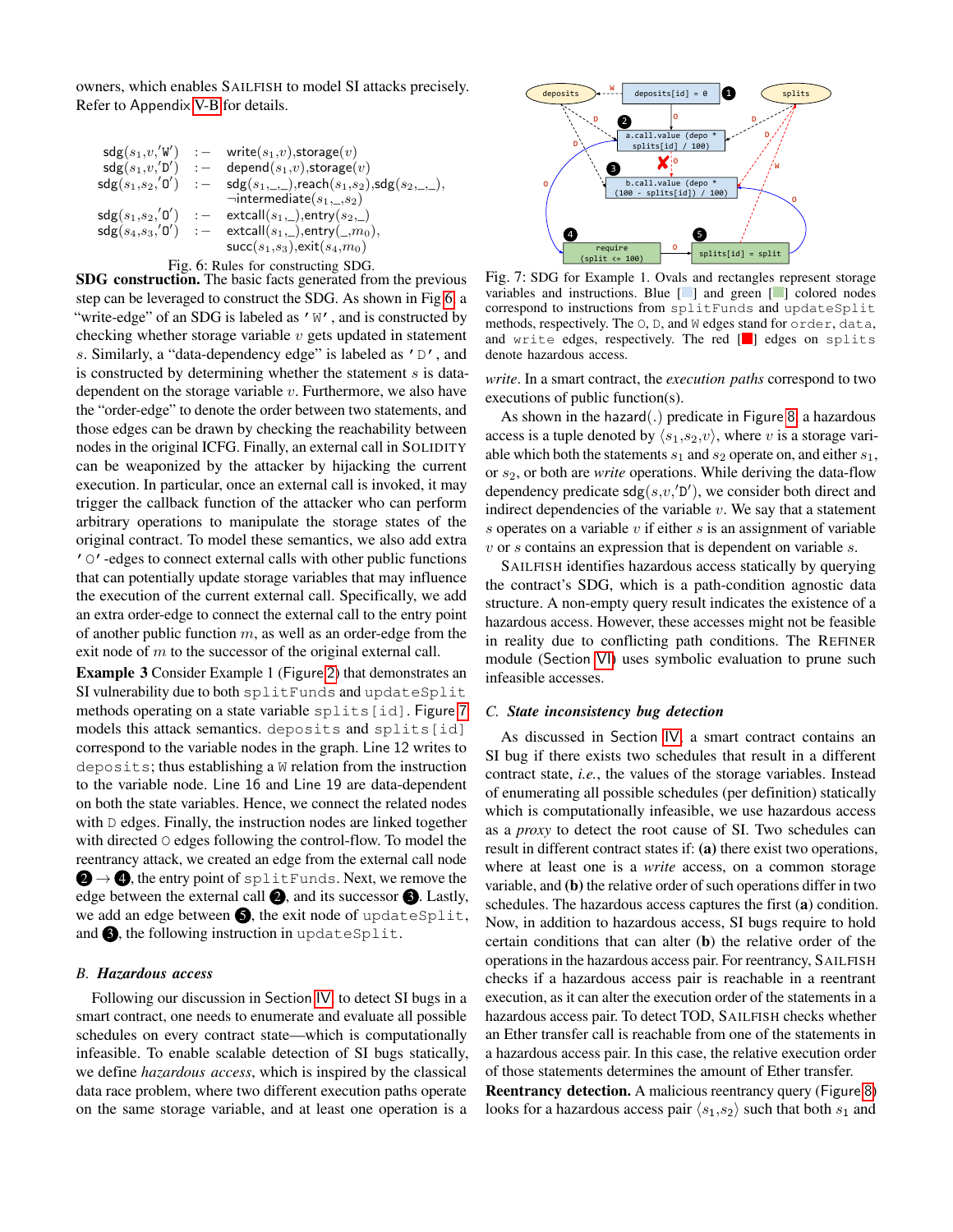owners, which enables SAILFISH to model SI attacks precisely. Refer to Appendix V-B for details.

$$
\begin{aligned}
\mathsf{sdg}(s_1, v, \text{'W'}) &:- \mathsf{write}(s_1, v), \mathsf{storage}(v)\\
\mathsf{sdg}(s_1, v, \text{'D'}) &:- \mathsf{depend}(s_1, v), \mathsf{storage}(v)\\
\mathsf{sdg}(s_1, s_2, \text{'O'}) &:- \mathsf{sdg}(s_1, \_, \_), \mathsf{reach}(s_1, s_2), \mathsf{sdg}(s_2, \_, \_),\\
&\quad\ \neg\mathsf{intermediate}(s_1, \_, s_2)\\
\mathsf{sdg}(s_1, s_2, \text{'O'}) &:- \mathsf{extcall}(s_1, \_), \mathsf{entry}(s_2, \_)\\
\mathsf{sdg}(s_4, s_3, \text{'O'}) &:- \mathsf{extcall}(s_1, \_), \mathsf{entry}(\_, m_0),\\
&\quad\ \mathsf{succ}(s_1, s_3), \mathsf{exit}(s_4, m_0)
\end{aligned}
$$

Fig. 6: Rules for constructing SDG.

**SDG construction.** The basic facts generated from the previous step can be leveraged to construct the SDG. As shown in Fig 6, a "write-edge" of an SDG is labeled as 'W', and is constructed by checking whether storage variable $v$ gets updated in statement $s$. Similarly, a "data-dependency edge" is labeled as 'D', and is constructed by determining whether the statement $s$ is data-dependent on the storage variable $v$. Furthermore, we also have the "order-edge" to denote the order between two statements, and those edges can be drawn by checking the reachability between nodes in the original ICFG. Finally, an external call in SOLIDITY can be weaponized by the attacker by hijacking the current execution. In particular, once an external call is invoked, it may trigger the callback function of the attacker who can perform arbitrary operations to manipulate the storage states of the original contract. To model these semantics, we also add extra 'O'-edges to connect external calls with other public functions that can potentially update storage variables that may influence the execution of the current external call. Specifically, we add an extra order-edge to connect the external call to the entry point of another public function $m$, as well as an order-edge from the exit node of $m$ to the successor of the original external call.

**Example 3** Consider Example 1 (Figure 2) that demonstrates an SI vulnerability due to both `splitFunds` and `updateSplit` methods operating on a state variable `splits[id]`. Figure 7 models this attack semantics. `deposits` and `splits[id]` correspond to the variable nodes in the graph. Line 12 writes to `deposits`; thus establishing a W relation from the instruction to the variable node. Line 16 and Line 19 are data-dependent on both the state variables. Hence, we connect the related nodes with D edges. Finally, the instruction nodes are linked together with directed O edges following the control-flow. To model the reentrancy attack, we created an edge from the external call node ❷ → ❹, the entry point of `splitFunds`. Next, we remove the edge between the external call ❷, and its successor ❸. Lastly, we add an edge between ❺, the exit node of `updateSplit`, and ❸, the following instruction in `updateSplit`.

### B. Hazardous access

Following our discussion in Section IV, to detect SI bugs in a smart contract, one needs to enumerate and evaluate all possible schedules on every contract state—which is computationally infeasible. To enable scalable detection of SI bugs statically, we define *hazardous access*, which is inspired by the classical data race problem, where two different execution paths operate on the same storage variable, and at least one operation is a *write*. In a smart contract, the *execution paths* correspond to two executions of public function(s).

Fig. 7: SDG for Example 1. Ovals and rectangles represent storage variables and instructions. Blue [ ] and green [ ] colored nodes correspond to instructions from `splitFunds` and `updateSplit` methods, respectively. The O, D, and W edges stand for `order`, `data`, and `write` edges, respectively. The red [ ] edges on `splits` denote hazardous access.

As shown in the hazard(.) predicate in Figure 8, a hazardous access is a tuple denoted by $\langle s_1, s_2, v \rangle$, where $v$ is a storage variable which both the statements $s_1$ and $s_2$ operate on, and either $s_1$, or $s_2$, or both are *write* operations. While deriving the data-flow dependency predicate $\mathsf{sdg}(s, v, \text{'D'})$, we consider both direct and indirect dependencies of the variable $v$. We say that a statement $s$ operates on a variable $v$ if either $s$ is an assignment of variable $v$ or $s$ contains an expression that is dependent on variable $s$.

SAILFISH identifies hazardous access statically by querying the contract's SDG, which is a path-condition agnostic data structure. A non-empty query result indicates the existence of a hazardous access. However, these accesses might not be feasible in reality due to conflicting path conditions. The REFINER module (Section VI) uses symbolic evaluation to prune such infeasible accesses.

### C. State inconsistency bug detection

As discussed in Section IV, a smart contract contains an SI bug if there exists two schedules that result in a different contract state, *i.e.*, the values of the storage variables. Instead of enumerating all possible schedules (per definition) statically which is computationally infeasible, we use hazardous access as a *proxy* to detect the root cause of SI. Two schedules can result in different contract states if: **(a)** there exist two operations, where at least one is a *write* access, on a common storage variable, and **(b)** the relative order of such operations differ in two schedules. The hazardous access captures the first (**a**) condition. Now, in addition to hazardous access, SI bugs require to hold certain conditions that can alter (**b**) the relative order of the operations in the hazardous access pair. For reentrancy, SAILFISH checks if a hazardous access pair is reachable in a reentrant execution, as it can alter the execution order of the statements in a hazardous access pair. To detect TOD, SAILFISH checks whether an Ether transfer call is reachable from one of the statements in a hazardous access pair. In this case, the relative execution order of those statements determines the amount of Ether transfer.

**Reentrancy detection.** A malicious reentrancy query (Figure 8) looks for a hazardous access pair $\langle s_1, s_2 \rangle$ such that both $s_1$ and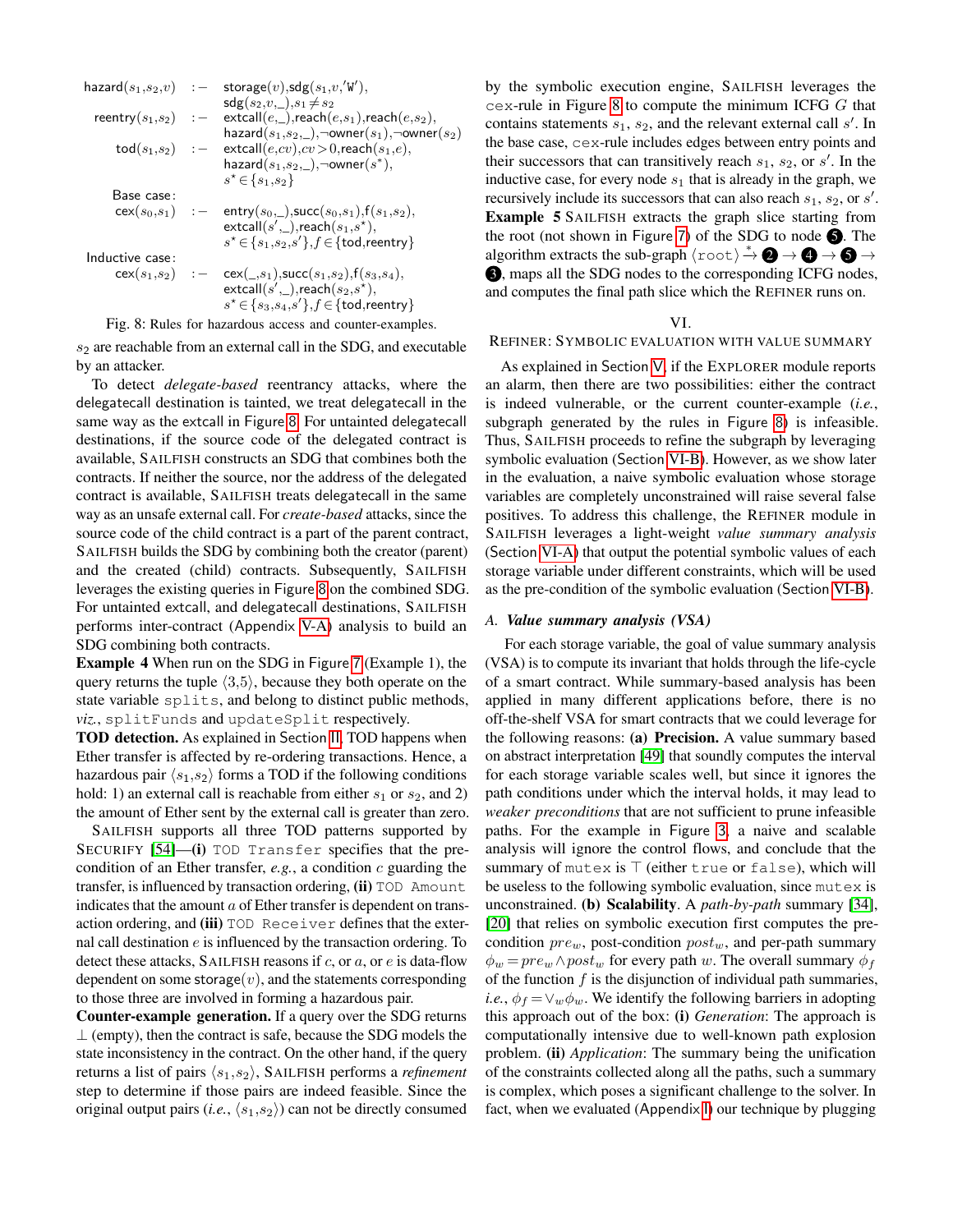$$
\begin{array}{lll}
\mathsf{hazard}(s_1,s_2,v) & :- & \mathsf{storage}(v),\mathsf{sdg}(s_1,v,'\mathtt{W}'), \\
 & & \mathsf{sdg}(s_2,v,\_),s_1 \neq s_2 \\
\mathsf{reentry}(s_1,s_2) & :- & \mathsf{extcall}(e,\_),\mathsf{reach}(e,s_1),\mathsf{reach}(e,s_2), \\
 & & \mathsf{hazard}(s_1,s_2,\_),\neg\mathsf{owner}(s_1),\neg\mathsf{owner}(s_2) \\
\mathsf{tod}(s_1,s_2) & :- & \mathsf{extcall}(e,cv),cv>0,\mathsf{reach}(s_1,e), \\
 & & \mathsf{hazard}(s_1,s_2,\_),\neg\mathsf{owner}(s^\star), \\
 & & s^\star \in \{s_1,s_2\} \\
\text{Base case:} & & \\
\mathsf{cex}(s_0,s_1) & :- & \mathsf{entry}(s_0,\_),\mathsf{succ}(s_0,s_1),\mathsf{f}(s_1,s_2), \\
 & & \mathsf{extcall}(s',\_),\mathsf{reach}(s_1,s^\star), \\
 & & s^\star \in \{s_1,s_2,s'\},f \in \{\mathsf{tod},\mathsf{reentry}\} \\
\text{Inductive case:} & & \\
\mathsf{cex}(s_1,s_2) & :- & \mathsf{cex}(\_,s_1),\mathsf{succ}(s_1,s_2),\mathsf{f}(s_3,s_4), \\
 & & \mathsf{extcall}(s',\_),\mathsf{reach}(s_2,s^\star), \\
 & & s^\star \in \{s_3,s_4,s'\},f \in \{\mathsf{tod},\mathsf{reentry}\}
\end{array}
$$

Fig. 8: Rules for hazardous access and counter-examples.

$s_2$ are reachable from an external call in the SDG, and executable by an attacker.

To detect *delegate-based* reentrancy attacks, where the delegatecall destination is tainted, we treat delegatecall in the same way as the extcall in Figure 8. For untainted delegatecall destinations, if the source code of the delegated contract is available, SAILFISH constructs an SDG that combines both the contracts. If neither the source, nor the address of the delegated contract is available, SAILFISH treats delegatecall in the same way as an unsafe external call. For *create-based* attacks, since the source code of the child contract is a part of the parent contract, SAILFISH builds the SDG by combining both the creator (parent) and the created (child) contracts. Subsequently, SAILFISH leverages the existing queries in Figure 8 on the combined SDG. For untainted extcall, and delegatecall destinations, SAILFISH performs inter-contract (Appendix V-A) analysis to build an SDG combining both contracts.

**Example 4** When run on the SDG in Figure 7 (Example 1), the query returns the tuple $\langle 3,5 \rangle$, because they both operate on the state variable `splits`, and belong to distinct public methods, *viz.*, `splitFunds` and `updateSplit` respectively.

**TOD detection.** As explained in Section II, TOD happens when Ether transfer is affected by re-ordering transactions. Hence, a hazardous pair $\langle s_1,s_2 \rangle$ forms a TOD if the following conditions hold: 1) an external call is reachable from either $s_1$ or $s_2$, and 2) the amount of Ether sent by the external call is greater than zero.

SAILFISH supports all three TOD patterns supported by SECURIFY [54]—**(i)** `TOD Transfer` specifies that the pre-condition of an Ether transfer, *e.g.*, a condition $c$ guarding the transfer, is influenced by transaction ordering, **(ii)** `TOD Amount` indicates that the amount $a$ of Ether transfer is dependent on transaction ordering, and **(iii)** `TOD Receiver` defines that the external call destination $e$ is influenced by the transaction ordering. To detect these attacks, SAILFISH reasons if $c$, or $a$, or $e$ is data-flow dependent on some storage($v$), and the statements corresponding to those three are involved in forming a hazardous pair.

**Counter-example generation.** If a query over the SDG returns $\perp$ (empty), then the contract is safe, because the SDG models the state inconsistency in the contract. On the other hand, if the query returns a list of pairs $\langle s_1,s_2 \rangle$, SAILFISH performs a *refinement* step to determine if those pairs are indeed feasible. Since the original output pairs (*i.e.*, $\langle s_1,s_2 \rangle$) can not be directly consumed by the symbolic execution engine, SAILFISH leverages the `cex`-rule in Figure 8 to compute the minimum ICFG $G$ that contains statements $s_1$, $s_2$, and the relevant external call $s'$. In the base case, `cex`-rule includes edges between entry points and their successors that can transitively reach $s_1$, $s_2$, or $s'$. In the inductive case, for every node $s_1$ that is already in the graph, we recursively include its successors that can also reach $s_1$, $s_2$, or $s'$.

**Example 5** SAILFISH extracts the graph slice starting from the root (not shown in Figure 7) of the SDG to node ❺. The algorithm extracts the sub-graph $\langle \texttt{root} \rangle \xrightarrow{*}$ ❷ → ❹ → ❺ → ❸, maps all the SDG nodes to the corresponding ICFG nodes, and computes the final path slice which the REFINER runs on.

## VI. REFINER: SYMBOLIC EVALUATION WITH VALUE SUMMARY

As explained in Section V, if the EXPLORER module reports an alarm, then there are two possibilities: either the contract is indeed vulnerable, or the current counter-example (*i.e.*, subgraph generated by the rules in Figure 8) is infeasible. Thus, SAILFISH proceeds to refine the subgraph by leveraging symbolic evaluation (Section VI-B). However, as we show later in the evaluation, a naive symbolic evaluation whose storage variables are completely unconstrained will raise several false positives. To address this challenge, the REFINER module in SAILFISH leverages a light-weight *value summary analysis* (Section VI-A) that output the potential symbolic values of each storage variable under different constraints, which will be used as the pre-condition of the symbolic evaluation (Section VI-B).

### A. *Value summary analysis (VSA)*

For each storage variable, the goal of value summary analysis (VSA) is to compute its invariant that holds through the life-cycle of a smart contract. While summary-based analysis has been applied in many different applications before, there is no off-the-shelf VSA for smart contracts that we could leverage for the following reasons: **(a) Precision.** A value summary based on abstract interpretation [49] that soundly computes the interval for each storage variable scales well, but since it ignores the path conditions under which the interval holds, it may lead to *weaker preconditions* that are not sufficient to prune infeasible paths. For the example in Figure 3, a naive and scalable analysis will ignore the control flows, and conclude that the summary of `mutex` is $\top$ (either `true` or `false`), which will be useless to the following symbolic evaluation, since `mutex` is unconstrained. **(b) Scalability**. A *path-by-path* summary [34], [20] that relies on symbolic execution first computes the pre-condition $pre_w$, post-condition $post_w$, and per-path summary $\phi_w = pre_w \wedge post_w$ for every path $w$. The overall summary $\phi_f$ of the function $f$ is the disjunction of individual path summaries, *i.e.*, $\phi_f = \vee_w \phi_w$. We identify the following barriers in adopting this approach out of the box: **(i)** *Generation*: The approach is computationally intensive due to well-known path explosion problem. **(ii)** *Application*: The summary being the unification of the constraints collected along all the paths, such a summary is complex, which poses a significant challenge to the solver. In fact, when we evaluated (Appendix I) our technique by plugging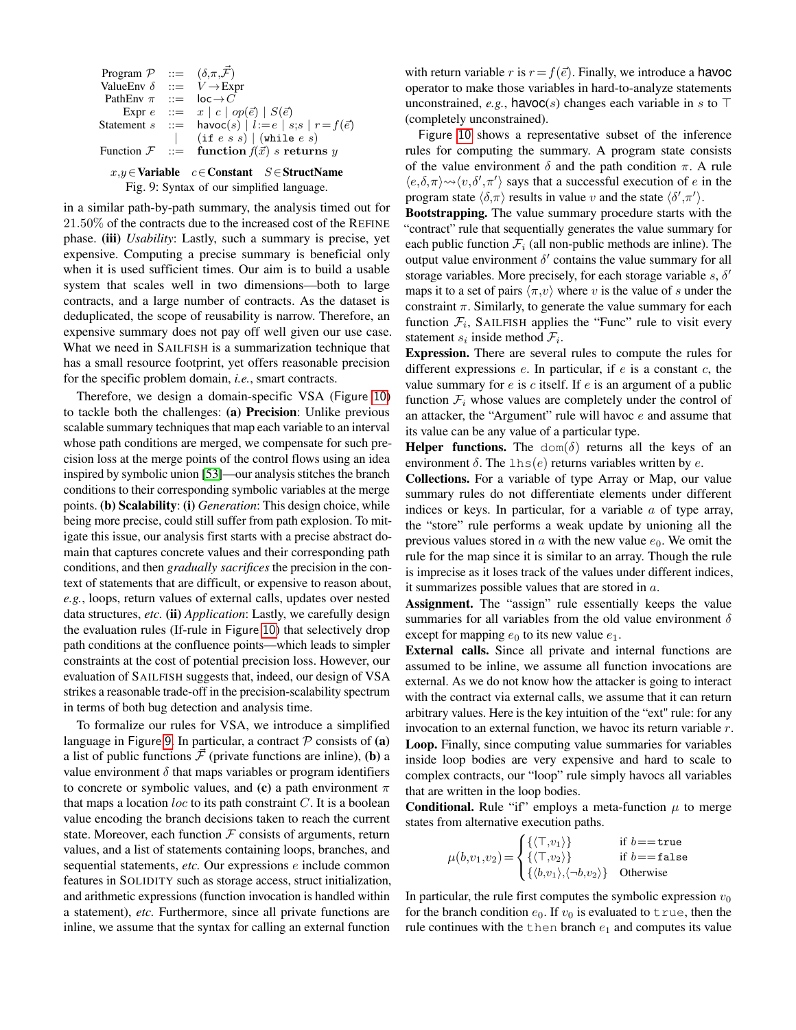$$
\begin{array}{rcl}
\text{Program } \mathcal{P} & ::= & (\delta, \pi, \vec{\mathcal{F}}) \\
\text{ValueEnv } \delta & ::= & V \rightarrow \text{Expr} \\
\text{PathEnv } \pi & ::= & \mathsf{loc} \rightarrow C \\
\text{Expr } e & ::= & x \mid c \mid op(\vec{e}) \mid S(\vec{e}) \\
\text{Statement } s & ::= & \mathsf{havoc}(s) \mid l := e \mid s;s \mid r = f(\vec{e}) \\
& \mid & (\texttt{if } e \ s \ s) \mid (\texttt{while } e \ s) \\
\text{Function } \mathcal{F} & ::= & \textbf{function } f(\vec{x}) \ s \ \textbf{returns } y
\end{array}
$$

$x,y \in$ **Variable** $c \in$ **Constant** $S \in$ **StructName**

Fig. 9: Syntax of our simplified language.

in a similar path-by-path summary, the analysis timed out for $21.50\%$ of the contracts due to the increased cost of the REFINE phase. **(iii)** *Usability*: Lastly, such a summary is precise, yet expensive. Computing a precise summary is beneficial only when it is used sufficient times. Our aim is to build a usable system that scales well in two dimensions—both to large contracts, and a large number of contracts. As the dataset is deduplicated, the scope of reusability is narrow. Therefore, an expensive summary does not pay off well given our use case. What we need in SAILFISH is a summarization technique that has a small resource footprint, yet offers reasonable precision for the specific problem domain, *i.e.*, smart contracts.

Therefore, we design a domain-specific VSA (Figure 10) to tackle both the challenges: **(a) Precision**: Unlike previous scalable summary techniques that map each variable to an interval whose path conditions are merged, we compensate for such precision loss at the merge points of the control flows using an idea inspired by symbolic union [53]—our analysis stitches the branch conditions to their corresponding symbolic variables at the merge points. **(b) Scalability**: **(i)** *Generation*: This design choice, while being more precise, could still suffer from path explosion. To mitigate this issue, our analysis first starts with a precise abstract domain that captures concrete values and their corresponding path conditions, and then *gradually sacrifices* the precision in the context of statements that are difficult, or expensive to reason about, *e.g.*, loops, return values of external calls, updates over nested data structures, *etc.* **(ii)** *Application*: Lastly, we carefully design the evaluation rules (If-rule in Figure 10) that selectively drop path conditions at the confluence points—which leads to simpler constraints at the cost of potential precision loss. However, our evaluation of SAILFISH suggests that, indeed, our design of VSA strikes a reasonable trade-off in the precision-scalability spectrum in terms of both bug detection and analysis time.

To formalize our rules for VSA, we introduce a simplified language in Figure 9. In particular, a contract $\mathcal{P}$ consists of **(a)** a list of public functions $\vec{\mathcal{F}}$ (private functions are inline), **(b)** a value environment $\delta$ that maps variables or program identifiers to concrete or symbolic values, and **(c)** a path environment $\pi$ that maps a location $loc$ to its path constraint $C$. It is a boolean value encoding the branch decisions taken to reach the current state. Moreover, each function $\mathcal{F}$ consists of arguments, return values, and a list of statements containing loops, branches, and sequential statements, *etc.* Our expressions $e$ include common features in SOLIDITY such as storage access, struct initialization, and arithmetic expressions (function invocation is handled within a statement), *etc.* Furthermore, since all private functions are inline, we assume that the syntax for calling an external function with return variable $r$ is $r = f(\vec{e})$. Finally, we introduce a havoc operator to make those variables in hard-to-analyze statements unconstrained, *e.g.*, havoc($s$) changes each variable in $s$ to $\top$ (completely unconstrained).

Figure 10 shows a representative subset of the inference rules for computing the summary. A program state consists of the value environment $\delta$ and the path condition $\pi$. A rule $\langle e,\delta,\pi\rangle \rightsquigarrow \langle v,\delta',\pi'\rangle$ says that a successful execution of $e$ in the program state $\langle \delta,\pi\rangle$ results in value $v$ and the state $\langle \delta',\pi'\rangle$.

**Bootstrapping.** The value summary procedure starts with the "contract" rule that sequentially generates the value summary for each public function $\mathcal{F}_i$ (all non-public methods are inline). The output value environment $\delta'$ contains the value summary for all storage variables. More precisely, for each storage variable $s$, $\delta'$ maps it to a set of pairs $\langle \pi,v\rangle$ where $v$ is the value of $s$ under the constraint $\pi$. Similarly, to generate the value summary for each function $\mathcal{F}_i$, SAILFISH applies the "Func" rule to visit every statement $s_i$ inside method $\mathcal{F}_i$.

**Expression.** There are several rules to compute the rules for different expressions $e$. In particular, if $e$ is a constant $c$, the value summary for $e$ is $c$ itself. If $e$ is an argument of a public function $\mathcal{F}_i$ whose values are completely under the control of an attacker, the "Argument" rule will havoc $e$ and assume that its value can be any value of a particular type.

**Helper functions.** The $\mathtt{dom}(\delta)$ returns all the keys of an environment $\delta$. The $\mathtt{lhs}(e)$ returns variables written by $e$.

**Collections.** For a variable of type Array or Map, our value summary rules do not differentiate elements under different indices or keys. In particular, for a variable $a$ of type array, the "store" rule performs a weak update by unioning all the previous values stored in $a$ with the new value $e_0$. We omit the rule for the map since it is similar to an array. Though the rule is imprecise as it loses track of the values under different indices, it summarizes possible values that are stored in $a$.

**Assignment.** The "assign" rule essentially keeps the value summaries for all variables from the old value environment $\delta$ except for mapping $e_0$ to its new value $e_1$.

**External calls.** Since all private and internal functions are assumed to be inline, we assume all function invocations are external. As we do not know how the attacker is going to interact with the contract via external calls, we assume that it can return arbitrary values. Here is the key intuition of the "ext" rule: for any invocation to an external function, we havoc its return variable $r$.

**Loop.** Finally, since computing value summaries for variables inside loop bodies are very expensive and hard to scale to complex contracts, our "loop" rule simply havocs all variables that are written in the loop bodies.

**Conditional.** Rule "if" employs a meta-function $\mu$ to merge states from alternative execution paths.

$$
\mu(b,v_1,v_2) = \begin{cases} \{\langle \top, v_1\rangle\} & \text{if } b == \mathtt{true} \\ \{\langle \top, v_2\rangle\} & \text{if } b == \mathtt{false} \\ \{\langle b, v_1\rangle, \langle \neg b, v_2\rangle\} & \text{Otherwise} \end{cases}
$$

In particular, the rule first computes the symbolic expression $v_0$ for the branch condition $e_0$. If $v_0$ is evaluated to $\mathtt{true}$, then the rule continues with the $\mathtt{then}$ branch $e_1$ and computes its value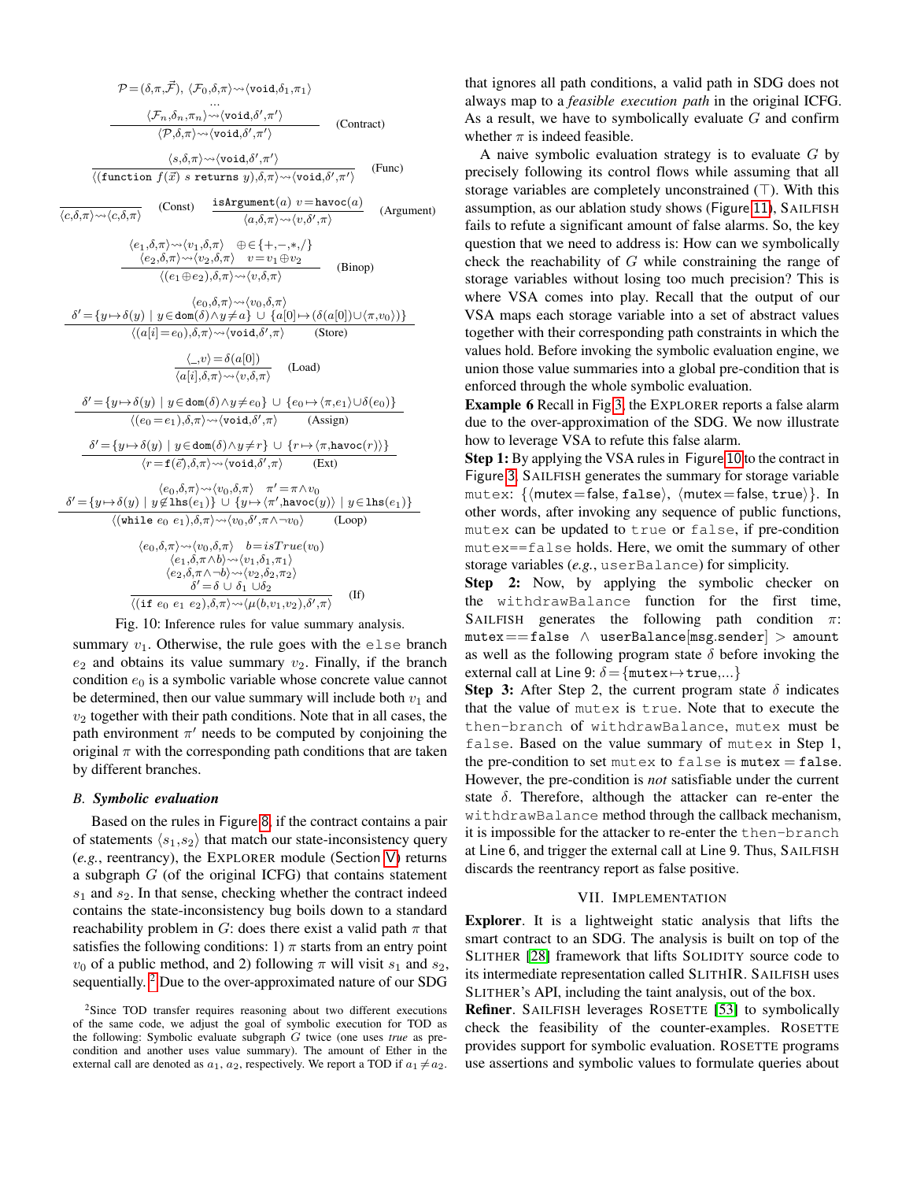$$\frac{\mathcal{P}=(\delta,\pi,\vec{\mathcal{F}}),\ \langle\mathcal{F}_0,\delta,\pi\rangle\rightsquigarrow\langle\texttt{void},\delta_1,\pi_1\rangle \quad \ldots \quad \langle\mathcal{F}_n,\delta_n,\pi_n\rangle\rightsquigarrow\langle\texttt{void},\delta',\pi'\rangle}{\langle\mathcal{P},\delta,\pi\rangle\rightsquigarrow\langle\texttt{void},\delta',\pi'\rangle} \quad \text{(Contract)}$$

$$\frac{\langle s,\delta,\pi\rangle\rightsquigarrow\langle\texttt{void},\delta',\pi'\rangle}{\langle(\texttt{function}\ f(\vec{x})\ s\ \texttt{returns}\ y),\delta,\pi\rangle\rightsquigarrow\langle\texttt{void},\delta',\pi'\rangle} \quad \text{(Func)}$$

$$\frac{}{\langle c,\delta,\pi\rangle\rightsquigarrow\langle c,\delta,\pi\rangle} \quad \text{(Const)} \qquad \frac{\texttt{isArgument}(a)\ \ v=\texttt{havoc}(a)}{\langle a,\delta,\pi\rangle\rightsquigarrow\langle v,\delta',\pi\rangle} \quad \text{(Argument)}$$

$$\frac{\langle e_1,\delta,\pi\rangle\rightsquigarrow\langle v_1,\delta,\pi\rangle \quad \oplus\in\{+,-,*,/\} \quad \langle e_2,\delta,\pi\rangle\rightsquigarrow\langle v_2,\delta,\pi\rangle \quad v=v_1\oplus v_2}{\langle(e_1\oplus e_2),\delta,\pi\rangle\rightsquigarrow\langle v,\delta,\pi\rangle} \quad \text{(Binop)}$$

$$\frac{\langle e_0,\delta,\pi\rangle\rightsquigarrow\langle v_0,\delta,\pi\rangle \quad \delta'=\{y\mapsto\delta(y)\mid y\in\texttt{dom}(\delta)\wedge y\neq a\}\cup\{a[0]\mapsto(\delta(a[0])\cup\langle\pi,v_0\rangle)\}}{\langle(a[i]=e_0),\delta,\pi\rangle\rightsquigarrow\langle\texttt{void},\delta',\pi\rangle} \quad \text{(Store)}$$

$$\frac{\langle\_,v\rangle=\delta(a[0])}{\langle a[i],\delta,\pi\rangle\rightsquigarrow\langle v,\delta,\pi\rangle} \quad \text{(Load)}$$

$$\frac{\delta'=\{y\mapsto\delta(y)\mid y\in\texttt{dom}(\delta)\wedge y\neq e_0\}\cup\{e_0\mapsto\langle\pi,e_1\rangle\cup\delta(e_0)\}}{\langle(e_0=e_1),\delta,\pi\rangle\rightsquigarrow\langle\texttt{void},\delta',\pi\rangle} \quad \text{(Assign)}$$

$$\frac{\delta'=\{y\mapsto\delta(y)\mid y\in\texttt{dom}(\delta)\wedge y\neq r\}\cup\{r\mapsto\langle\pi,\texttt{havoc}(r)\rangle\}}{\langle r=\texttt{f}(\vec{e}),\delta,\pi\rangle\rightsquigarrow\langle\texttt{void},\delta',\pi\rangle} \quad \text{(Ext)}$$

$$\frac{\langle e_0,\delta,\pi\rangle\rightsquigarrow\langle v_0,\delta,\pi\rangle \quad \pi'=\pi\wedge v_0 \quad \delta'=\{y\mapsto\delta(y)\mid y\notin\texttt{lhs}(e_1)\}\cup\{y\mapsto\langle\pi',\texttt{havoc}(y)\rangle\mid y\in\texttt{lhs}(e_1)\}}{\langle(\texttt{while}\ e_0\ e_1),\delta,\pi\rangle\rightsquigarrow\langle v_0,\delta',\pi\wedge\neg v_0\rangle} \quad \text{(Loop)}$$

$$\frac{\langle e_0,\delta,\pi\rangle\rightsquigarrow\langle v_0,\delta,\pi\rangle \quad b=isTrue(v_0) \quad \langle e_1,\delta,\pi\wedge b\rangle\rightsquigarrow\langle v_1,\delta_1,\pi_1\rangle \quad \langle e_2,\delta,\pi\wedge\neg b\rangle\rightsquigarrow\langle v_2,\delta_2,\pi_2\rangle \quad \delta'=\delta\cup\delta_1\cup\delta_2}{\langle(\texttt{if}\ e_0\ e_1\ e_2),\delta,\pi\rangle\rightsquigarrow\langle\mu(b,v_1,v_2),\delta',\pi\rangle} \quad \text{(If)}$$

Fig. 10: Inference rules for value summary analysis.

summary $v_1$. Otherwise, the rule goes with the `else` branch $e_2$ and obtains its value summary $v_2$. Finally, if the branch condition $e_0$ is a symbolic variable whose concrete value cannot be determined, then our value summary will include both $v_1$ and $v_2$ together with their path conditions. Note that in all cases, the path environment $\pi'$ needs to be computed by conjoining the original $\pi$ with the corresponding path conditions that are taken by different branches.

### *B. Symbolic evaluation*

Based on the rules in Figure 8, if the contract contains a pair of statements $\langle s_1, s_2\rangle$ that match our state-inconsistency query (*e.g.*, reentrancy), the EXPLORER module (Section V) returns a subgraph $G$ (of the original ICFG) that contains statement $s_1$ and $s_2$. In that sense, checking whether the contract indeed contains the state-inconsistency bug boils down to a standard reachability problem in $G$: does there exist a valid path $\pi$ that satisfies the following conditions: 1) $\pi$ starts from an entry point $v_0$ of a public method, and 2) following $\pi$ will visit $s_1$ and $s_2$, sequentially. [2] Due to the over-approximated nature of our SDG that ignores all path conditions, a valid path in SDG does not always map to a *feasible execution path* in the original ICFG. As a result, we have to symbolically evaluate $G$ and confirm whether $\pi$ is indeed feasible.

[2] Since TOD transfer requires reasoning about two different executions of the same code, we adjust the goal of symbolic execution for TOD as the following: Symbolic evaluate subgraph $G$ twice (one uses *true* as pre-condition and another uses value summary). The amount of Ether in the external call are denoted as $a_1$, $a_2$, respectively. We report a TOD if $a_1 \neq a_2$.

A naive symbolic evaluation strategy is to evaluate $G$ by precisely following its control flows while assuming that all storage variables are completely unconstrained ($\top$). With this assumption, as our ablation study shows (Figure 11), SAILFISH fails to refute a significant amount of false alarms. So, the key question that we need to address is: How can we symbolically check the reachability of $G$ while constraining the range of storage variables without losing too much precision? This is where VSA comes into play. Recall that the output of our VSA maps each storage variable into a set of abstract values together with their corresponding path constraints in which the values hold. Before invoking the symbolic evaluation engine, we union those value summaries into a global pre-condition that is enforced through the whole symbolic evaluation.

**Example 6** Recall in Fig 3, the EXPLORER reports a false alarm due to the over-approximation of the SDG. We now illustrate how to leverage VSA to refute this false alarm.

**Step 1:** By applying the VSA rules in Figure 10 to the contract in Figure 3, SAILFISH generates the summary for storage variable `mutex`: $\{\langle$`mutex`$=$`false`, `false`$\rangle$, $\langle$`mutex`$=$`false`, `true`$\rangle\}$. In other words, after invoking any sequence of public functions, `mutex` can be updated to `true` or `false`, if pre-condition `mutex==false` holds. Here, we omit the summary of other storage variables (*e.g.*, `userBalance`) for simplicity.

**Step 2:** Now, by applying the symbolic checker on the `withdrawBalance` function for the first time, SAILFISH generates the following path condition $\pi$: `mutex==false` $\wedge$ `userBalance[msg.sender]` $>$ `amount` as well as the following program state $\delta$ before invoking the external call at Line 9: $\delta = \{$`mutex`$\mapsto$`true`$,\ldots\}$

**Step 3:** After Step 2, the current program state $\delta$ indicates that the value of `mutex` is `true`. Note that to execute the `then-branch` of `withdrawBalance`, `mutex` must be `false`. Based on the value summary of `mutex` in Step 1, the pre-condition to set `mutex` to `false` is `mutex` $=$ `false`. However, the pre-condition is *not* satisfiable under the current state $\delta$. Therefore, although the attacker can re-enter the `withdrawBalance` method through the callback mechanism, it is impossible for the attacker to re-enter the `then-branch` at Line 6, and trigger the external call at Line 9. Thus, SAILFISH discards the reentrancy report as false positive.

## VII. IMPLEMENTATION

**Explorer**. It is a lightweight static analysis that lifts the smart contract to an SDG. The analysis is built on top of the SLITHER [28] framework that lifts SOLIDITY source code to its intermediate representation called SLITHIR. SAILFISH uses SLITHER's API, including the taint analysis, out of the box.

**Refiner**. SAILFISH leverages ROSETTE [53] to symbolically check the feasibility of the counter-examples. ROSETTE provides support for symbolic evaluation. ROSETTE programs use assertions and symbolic values to formulate queries about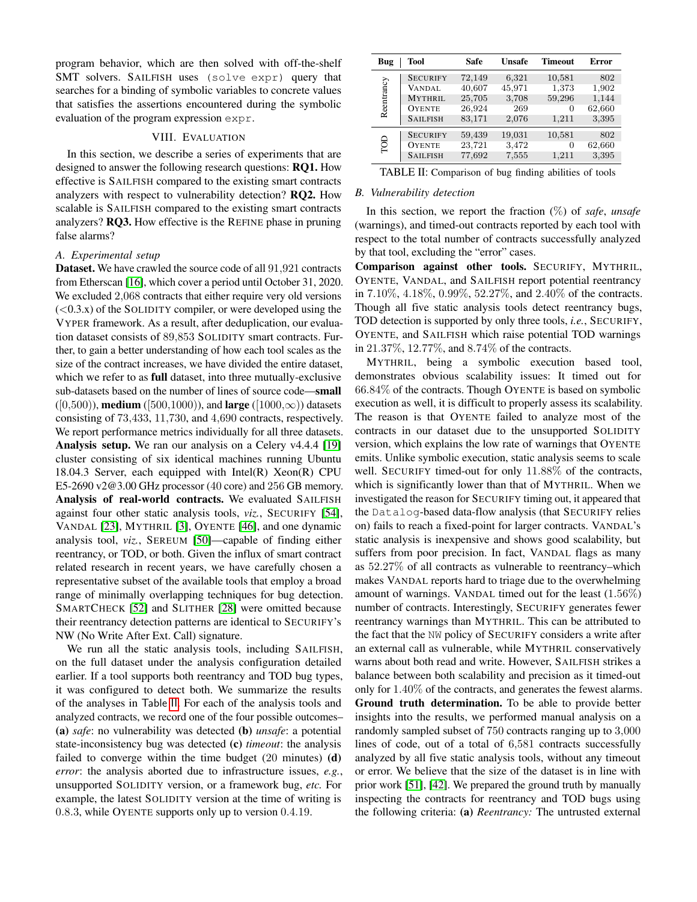program behavior, which are then solved with off-the-shelf SMT solvers. SAILFISH uses `(solve expr)` query that searches for a binding of symbolic variables to concrete values that satisfies the assertions encountered during the symbolic evaluation of the program expression `expr`.

## VIII. EVALUATION

In this section, we describe a series of experiments that are designed to answer the following research questions: **RQ1.** How effective is SAILFISH compared to the existing smart contracts analyzers with respect to vulnerability detection? **RQ2.** How scalable is SAILFISH compared to the existing smart contracts analyzers? **RQ3.** How effective is the REFINE phase in pruning false alarms?

### A. Experimental setup

**Dataset.** We have crawled the source code of all 91,921 contracts from Etherscan [16], which cover a period until October 31, 2020. We excluded 2,068 contracts that either require very old versions (<0.3.x) of the SOLIDITY compiler, or were developed using the VYPER framework. As a result, after deduplication, our evaluation dataset consists of 89,853 SOLIDITY smart contracts. Further, to gain a better understanding of how each tool scales as the size of the contract increases, we have divided the entire dataset, which we refer to as **full** dataset, into three mutually-exclusive sub-datasets based on the number of lines of source code—**small** ($[0,500)$), **medium** ($[500,1000)$), and **large** ($[1000,\infty)$) datasets consisting of 73,433, 11,730, and 4,690 contracts, respectively. We report performance metrics individually for all three datasets.

**Analysis setup.** We ran our analysis on a Celery v4.4.4 [19] cluster consisting of six identical machines running Ubuntu 18.04.3 Server, each equipped with Intel(R) Xeon(R) CPU E5-2690 v2@3.00 GHz processor (40 core) and 256 GB memory.

**Analysis of real-world contracts.** We evaluated SAILFISH against four other static analysis tools, *viz.*, SECURIFY [54], VANDAL [23], MYTHRIL [3], OYENTE [46], and one dynamic analysis tool, *viz.*, SEREUM [50]—capable of finding either reentrancy, or TOD, or both. Given the influx of smart contract related research in recent years, we have carefully chosen a representative subset of the available tools that employ a broad range of minimally overlapping techniques for bug detection. SMARTCHECK [52] and SLITHER [28] were omitted because their reentrancy detection patterns are identical to SECURIFY's NW (No Write After Ext. Call) signature.

We run all the static analysis tools, including SAILFISH, on the full dataset under the analysis configuration detailed earlier. If a tool supports both reentrancy and TOD bug types, it was configured to detect both. We summarize the results of the analyses in Table II. For each of the analysis tools and analyzed contracts, we record one of the four possible outcomes–**(a)** *safe*: no vulnerability was detected **(b)** *unsafe*: a potential state-inconsistency bug was detected **(c)** *timeout*: the analysis failed to converge within the time budget (20 minutes) **(d)** *error*: the analysis aborted due to infrastructure issues, *e.g.*, unsupported SOLIDITY version, or a framework bug, *etc.* For example, the latest SOLIDITY version at the time of writing is 0.8.3, while OYENTE supports only up to version 0.4.19.

| Bug | Tool | Safe | Unsafe | Timeout | Error |
|---|---|---|---|---|---|
| Reentrancy | SECURIFY | 72,149 | 6,321 | 10,581 | 802 |
| | VANDAL | 40,607 | 45,971 | 1,373 | 1,902 |
| | MYTHRIL | 25,705 | 3,708 | 59,296 | 1,144 |
| | OYENTE | 26,924 | 269 | 0 | 62,660 |
| | SAILFISH | 83,171 | 2,076 | 1,211 | 3,395 |
| TOD | SECURIFY | 59,439 | 19,031 | 10,581 | 802 |
| | OYENTE | 23,721 | 3,472 | 0 | 62,660 |
| | SAILFISH | 77,692 | 7,555 | 1,211 | 3,395 |

TABLE II: Comparison of bug finding abilities of tools

### B. Vulnerability detection

In this section, we report the fraction (%) of *safe*, *unsafe* (warnings), and timed-out contracts reported by each tool with respect to the total number of contracts successfully analyzed by that tool, excluding the "error" cases.

**Comparison against other tools.** SECURIFY, MYTHRIL, OYENTE, VANDAL, and SAILFISH report potential reentrancy in 7.10%, 4.18%, 0.99%, 52.27%, and 2.40% of the contracts. Though all five static analysis tools detect reentrancy bugs, TOD detection is supported by only three tools, *i.e.*, SECURIFY, OYENTE, and SAILFISH which raise potential TOD warnings in 21.37%, 12.77%, and 8.74% of the contracts.

MYTHRIL, being a symbolic execution based tool, demonstrates obvious scalability issues: It timed out for 66.84% of the contracts. Though OYENTE is based on symbolic execution as well, it is difficult to properly assess its scalability. The reason is that OYENTE failed to analyze most of the contracts in our dataset due to the unsupported SOLIDITY version, which explains the low rate of warnings that OYENTE emits. Unlike symbolic execution, static analysis seems to scale well. SECURIFY timed-out for only 11.88% of the contracts, which is significantly lower than that of MYTHRIL. When we investigated the reason for SECURIFY timing out, it appeared that the `Datalog`-based data-flow analysis (that SECURIFY relies on) fails to reach a fixed-point for larger contracts. VANDAL's static analysis is inexpensive and shows good scalability, but suffers from poor precision. In fact, VANDAL flags as many as 52.27% of all contracts as vulnerable to reentrancy–which makes VANDAL reports hard to triage due to the overwhelming amount of warnings. VANDAL timed out for the least (1.56%) number of contracts. Interestingly, SECURIFY generates fewer reentrancy warnings than MYTHRIL. This can be attributed to the fact that the `NW` policy of SECURIFY considers a write after an external call as vulnerable, while MYTHRIL conservatively warns about both read and write. However, SAILFISH strikes a balance between both scalability and precision as it timed-out only for 1.40% of the contracts, and generates the fewest alarms.

**Ground truth determination.** To be able to provide better insights into the results, we performed manual analysis on a randomly sampled subset of 750 contracts ranging up to 3,000 lines of code, out of a total of 6,581 contracts successfully analyzed by all five static analysis tools, without any timeout or error. We believe that the size of the dataset is in line with prior work [51], [42]. We prepared the ground truth by manually inspecting the contracts for reentrancy and TOD bugs using the following criteria: **(a)** *Reentrancy:* The untrusted external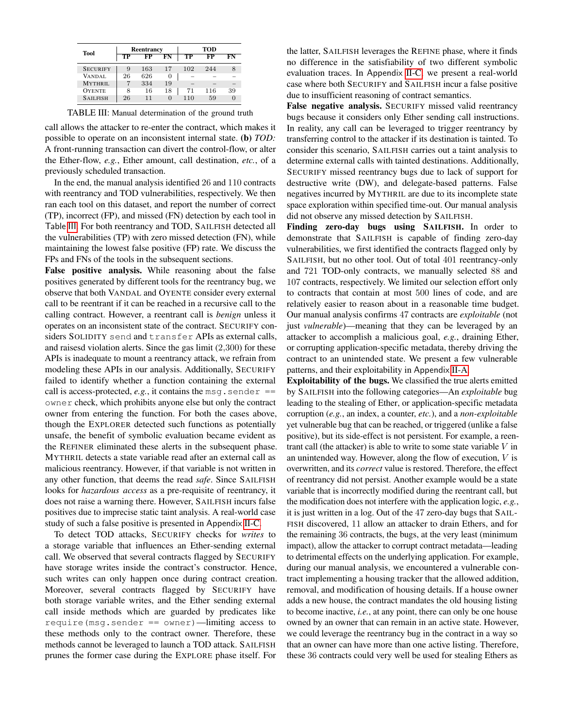| Tool | Reentrancy | | | TOD | | |
|---|---|---|---|---|---|---|
| | TP | FP | FN | TP | FP | FN |
| SECURIFY | 9 | 163 | 17 | 102 | 244 | 8 |
| VANDAL | 26 | 626 | 0 | – | – | – |
| MYTHRIL | 7 | 334 | 19 | – | – | – |
| OYENTE | 8 | 16 | 18 | 71 | 116 | 39 |
| SAILFISH | 26 | 11 | 0 | 110 | 59 | 0 |

TABLE III: Manual determination of the ground truth

call allows the attacker to re-enter the contract, which makes it possible to operate on an inconsistent internal state. **(b)** *TOD:* A front-running transaction can divert the control-flow, or alter the Ether-flow, *e.g.*, Ether amount, call destination, *etc.*, of a previously scheduled transaction.

In the end, the manual analysis identified 26 and 110 contracts with reentrancy and TOD vulnerabilities, respectively. We then ran each tool on this dataset, and report the number of correct (TP), incorrect (FP), and missed (FN) detection by each tool in Table III. For both reentrancy and TOD, SAILFISH detected all the vulnerabilities (TP) with zero missed detection (FN), while maintaining the lowest false positive (FP) rate. We discuss the FPs and FNs of the tools in the subsequent sections.

**False positive analysis.** While reasoning about the false positives generated by different tools for the reentrancy bug, we observe that both VANDAL and OYENTE consider every external call to be reentrant if it can be reached in a recursive call to the calling contract. However, a reentrant call is *benign* unless it operates on an inconsistent state of the contract. SECURIFY considers SOLIDITY `send` and `transfer` APIs as external calls, and raisesd violation alerts. Since the gas limit (2,300) for these APIs is inadequate to mount a reentrancy attack, we refrain from modeling these APIs in our analysis. Additionally, SECURIFY failed to identify whether a function containing the external call is access-protected, *e.g.*, it contains the `msg.sender == owner` check, which prohibits anyone else but only the contract owner from entering the function. For both the cases above, though the EXPLORER detected such functions as potentially unsafe, the benefit of symbolic evaluation became evident as the REFINER eliminated these alerts in the subsequent phase. MYTHRIL detects a state variable read after an external call as malicious reentrancy. However, if that variable is not written in any other function, that deems the read *safe*. Since SAILFISH looks for *hazardous access* as a pre-requisite of reentrancy, it does not raise a warning there. However, SAILFISH incurs false positives due to imprecise static taint analysis. A real-world case study of such a false positive is presented in Appendix II-C.

To detect TOD attacks, SECURIFY checks for *writes* to a storage variable that influences an Ether-sending external call. We observed that several contracts flagged by SECURIFY have storage writes inside the contract's constructor. Hence, such writes can only happen once during contract creation. Moreover, several contracts flagged by SECURIFY have both storage variable writes, and the Ether sending external call inside methods which are guarded by predicates like `require(msg.sender == owner)`—limiting access to these methods only to the contract owner. Therefore, these methods cannot be leveraged to launch a TOD attack. SAILFISH prunes the former case during the EXPLORE phase itself. For the latter, SAILFISH leverages the REFINE phase, where it finds no difference in the satisfiability of two different symbolic evaluation traces. In Appendix II-C, we present a real-world case where both SECURIFY and SAILFISH incur a false positive due to insufficient reasoning of contract semantics.

**False negative analysis.** SECURIFY missed valid reentrancy bugs because it considers only Ether sending call instructions. In reality, any call can be leveraged to trigger reentrancy by transferring control to the attacker if its destination is tainted. To consider this scenario, SAILFISH carries out a taint analysis to determine external calls with tainted destinations. Additionally, SECURIFY missed reentrancy bugs due to lack of support for destructive write (DW), and delegate-based patterns. False negatives incurred by MYTHRIL are due to its incomplete state space exploration within specified time-out. Our manual analysis did not observe any missed detection by SAILFISH.

**Finding zero-day bugs using SAILFISH.** In order to demonstrate that SAILFISH is capable of finding zero-day vulnerabilities, we first identified the contracts flagged only by SAILFISH, but no other tool. Out of total 401 reentrancy-only and 721 TOD-only contracts, we manually selected 88 and 107 contracts, respectively. We limited our selection effort only to contracts that contain at most 500 lines of code, and are relatively easier to reason about in a reasonable time budget. Our manual analysis confirms 47 contracts are *exploitable* (not just *vulnerable*)—meaning that they can be leveraged by an attacker to accomplish a malicious goal, *e.g.*, draining Ether, or corrupting application-specific metadata, thereby driving the contract to an unintended state. We present a few vulnerable patterns, and their exploitability in Appendix II-A.

**Exploitability of the bugs.** We classified the true alerts emitted by SAILFISH into the following categories—An *exploitable* bug leading to the stealing of Ether, or application-specific metadata corruption (*e.g.*, an index, a counter, *etc.*), and a *non-exploitable* yet vulnerable bug that can be reached, or triggered (unlike a false positive), but its side-effect is not persistent. For example, a reentrant call (the attacker) is able to write to some state variable $V$ in an unintended way. However, along the flow of execution, $V$ is overwritten, and its *correct* value is restored. Therefore, the effect of reentrancy did not persist. Another example would be a state variable that is incorrectly modified during the reentrant call, but the modification does not interfere with the application logic, *e.g.*, it is just written in a log. Out of the 47 zero-day bugs that SAILFISH discovered, 11 allow an attacker to drain Ethers, and for the remaining 36 contracts, the bugs, at the very least (minimum impact), allow the attacker to corrupt contract metadata—leading to detrimental effects on the underlying application. For example, during our manual analysis, we encountered a vulnerable contract implementing a housing tracker that the allowed addition, removal, and modification of housing details. If a house owner adds a new house, the contract mandates the old housing listing to become inactive, *i.e.*, at any point, there can only be one house owned by an owner that can remain in an active state. However, we could leverage the reentrancy bug in the contract in a way so that an owner can have more than one active listing. Therefore, these 36 contracts could very well be used for stealing Ethers as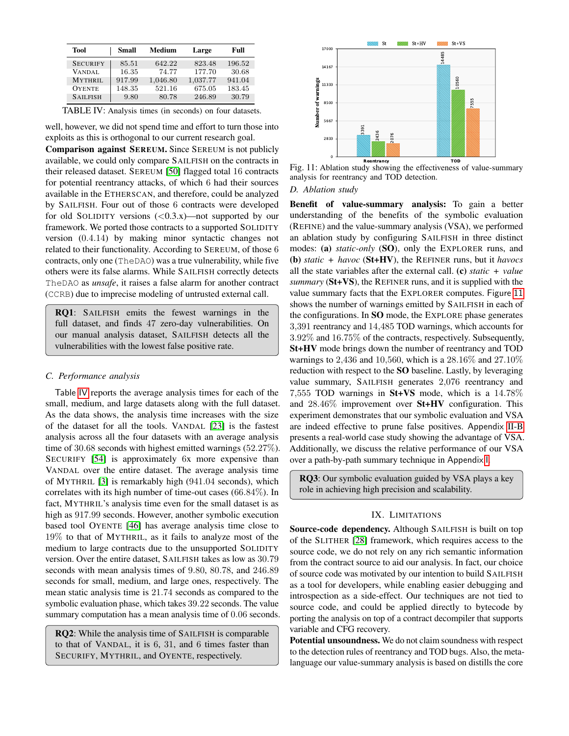| Tool | Small | Medium | Large | Full |
|---|---|---|---|---|
| SECURIFY | 85.51 | 642.22 | 823.48 | 196.52 |
| VANDAL | 16.35 | 74.77 | 177.70 | 30.68 |
| MYTHRIL | 917.99 | 1,046.80 | 1,037.77 | 941.04 |
| OYENTE | 148.35 | 521.16 | 675.05 | 183.45 |
| SAILFISH | 9.80 | 80.78 | 246.89 | 30.79 |

TABLE IV: Analysis times (in seconds) on four datasets.

well, however, we did not spend time and effort to turn those into exploits as this is orthogonal to our current research goal.

**Comparison against SEREUM.** Since SEREUM is not publicly available, we could only compare SAILFISH on the contracts in their released dataset. SEREUM [50] flagged total 16 contracts for potential reentrancy attacks, of which 6 had their sources available in the ETHERSCAN, and therefore, could be analyzed by SAILFISH. Four out of those 6 contracts were developed for old SOLIDITY versions (<0.3.x)—not supported by our framework. We ported those contracts to a supported SOLIDITY version (0.4.14) by making minor syntactic changes not related to their functionality. According to SEREUM, of those 6 contracts, only one (`TheDAO`) was a true vulnerability, while five others were its false alarms. While SAILFISH correctly detects `TheDAO` as *unsafe*, it raises a false alarm for another contract (`CCRB`) due to imprecise modeling of untrusted external call.

> **RQ1**: SAILFISH emits the fewest warnings in the full dataset, and finds 47 zero-day vulnerabilities. On our manual analysis dataset, SAILFISH detects all the vulnerabilities with the lowest false positive rate.

### C. Performance analysis

Table IV reports the average analysis times for each of the small, medium, and large datasets along with the full dataset. As the data shows, the analysis time increases with the size of the dataset for all the tools. VANDAL [23] is the fastest analysis across all the four datasets with an average analysis time of 30.68 seconds with highest emitted warnings (52.27%). SECURIFY [54] is approximately 6x more expensive than VANDAL over the entire dataset. The average analysis time of MYTHRIL [3] is remarkably high (941.04 seconds), which correlates with its high number of time-out cases (66.84%). In fact, MYTHRIL's analysis time even for the small dataset is as high as 917.99 seconds. However, another symbolic execution based tool OYENTE [46] has average analysis time close to 19% to that of MYTHRIL, as it fails to analyze most of the medium to large contracts due to the unsupported SOLIDITY version. Over the entire dataset, SAILFISH takes as low as 30.79 seconds with mean analysis times of 9.80, 80.78, and 246.89 seconds for small, medium, and large ones, respectively. The mean static analysis time is 21.74 seconds as compared to the symbolic evaluation phase, which takes 39.22 seconds. The value summary computation has a mean analysis time of 0.06 seconds.

> **RQ2**: While the analysis time of SAILFISH is comparable to that of VANDAL, it is 6, 31, and 6 times faster than SECURIFY, MYTHRIL, and OYENTE, respectively.

St
St+HV
St+VS
Number of warnings
17000
14167
11333
8500
5667
2833
0
3391
2436
2076
14485
10560
7555
Reentrancy
TOD

Fig. 11: Ablation study showing the effectiveness of value-summary analysis for reentrancy and TOD detection.

### D. Ablation study

**Benefit of value-summary analysis:** To gain a better understanding of the benefits of the symbolic evaluation (REFINE) and the value-summary analysis (VSA), we performed an ablation study by configuring SAILFISH in three distinct modes: **(a)** *static-only* (**SO**), only the EXPLORER runs, and **(b)** *static* + *havoc* (**St+HV**), the REFINER runs, but it *havocs* all the state variables after the external call. **(c)** *static* + *value summary* (**St+VS**), the REFINER runs, and it is supplied with the value summary facts that the EXPLORER computes. Figure 11 shows the number of warnings emitted by SAILFISH in each of the configurations. In **SO** mode, the EXPLORE phase generates 3,391 reentrancy and 14,485 TOD warnings, which accounts for 3.92% and 16.75% of the contracts, respectively. Subsequently, **St+HV** mode brings down the number of reentrancy and TOD warnings to 2,436 and 10,560, which is a 28.16% and 27.10% reduction with respect to the **SO** baseline. Lastly, by leveraging value summary, SAILFISH generates 2,076 reentrancy and 7,555 TOD warnings in **St+VS** mode, which is a 14.78% and 28.46% improvement over **St+HV** configuration. This experiment demonstrates that our symbolic evaluation and VSA are indeed effective to prune false positives. Appendix II-B presents a real-world case study showing the advantage of VSA. Additionally, we discuss the relative performance of our VSA over a path-by-path summary technique in Appendix I.

> **RQ3**: Our symbolic evaluation guided by VSA plays a key role in achieving high precision and scalability.

## IX. LIMITATIONS

**Source-code dependency.** Although SAILFISH is built on top of the SLITHER [28] framework, which requires access to the source code, we do not rely on any rich semantic information from the contract source to aid our analysis. In fact, our choice of source code was motivated by our intention to build SAILFISH as a tool for developers, while enabling easier debugging and introspection as a side-effect. Our techniques are not tied to source code, and could be applied directly to bytecode by porting the analysis on top of a contract decompiler that supports variable and CFG recovery.

**Potential unsoundness.** We do not claim soundness with respect to the detection rules of reentrancy and TOD bugs. Also, the meta-language our value-summary analysis is based on distills the core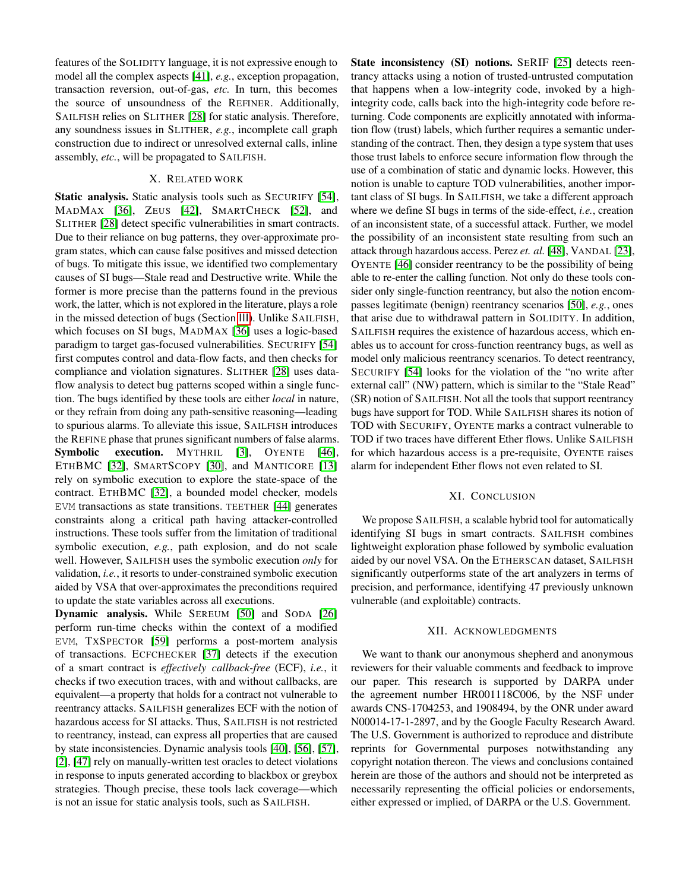features of the SOLIDITY language, it is not expressive enough to model all the complex aspects [41], *e.g.*, exception propagation, transaction reversion, out-of-gas, *etc.* In turn, this becomes the source of unsoundness of the REFINER. Additionally, SAILFISH relies on SLITHER [28] for static analysis. Therefore, any soundness issues in SLITHER, *e.g.*, incomplete call graph construction due to indirect or unresolved external calls, inline assembly, *etc.*, will be propagated to SAILFISH.

## X. RELATED WORK

**Static analysis.** Static analysis tools such as SECURIFY [54], MADMAX [36], ZEUS [42], SMARTCHECK [52], and SLITHER [28] detect specific vulnerabilities in smart contracts. Due to their reliance on bug patterns, they over-approximate program states, which can cause false positives and missed detection of bugs. To mitigate this issue, we identified two complementary causes of SI bugs—Stale read and Destructive write. While the former is more precise than the patterns found in the previous work, the latter, which is not explored in the literature, plays a role in the missed detection of bugs (Section III). Unlike SAILFISH, which focuses on SI bugs, MADMAX [36] uses a logic-based paradigm to target gas-focused vulnerabilities. SECURIFY [54] first computes control and data-flow facts, and then checks for compliance and violation signatures. SLITHER [28] uses data-flow analysis to detect bug patterns scoped within a single function. The bugs identified by these tools are either *local* in nature, or they refrain from doing any path-sensitive reasoning—leading to spurious alarms. To alleviate this issue, SAILFISH introduces the REFINE phase that prunes significant numbers of false alarms.

**Symbolic execution.** MYTHRIL [3], OYENTE [46], ETHBMC [32], SMARTSCOPY [30], and MANTICORE [13] rely on symbolic execution to explore the state-space of the contract. ETHBMC [32], a bounded model checker, models EVM transactions as state transitions. TEETHER [44] generates constraints along a critical path having attacker-controlled instructions. These tools suffer from the limitation of traditional symbolic execution, *e.g.*, path explosion, and do not scale well. However, SAILFISH uses the symbolic execution *only* for validation, *i.e.*, it resorts to under-constrained symbolic execution aided by VSA that over-approximates the preconditions required to update the state variables across all executions.

**Dynamic analysis.** While SEREUM [50] and SODA [26] perform run-time checks within the context of a modified EVM, TXSPECTOR [59] performs a post-mortem analysis of transactions. ECFCHECKER [37] detects if the execution of a smart contract is *effectively callback-free* (ECF), *i.e.*, it checks if two execution traces, with and without callbacks, are equivalent—a property that holds for a contract not vulnerable to reentrancy attacks. SAILFISH generalizes ECF with the notion of hazardous access for SI attacks. Thus, SAILFISH is not restricted to reentrancy, instead, can express all properties that are caused by state inconsistencies. Dynamic analysis tools [40], [56], [57], [2], [47] rely on manually-written test oracles to detect violations in response to inputs generated according to blackbox or greybox strategies. Though precise, these tools lack coverage—which is not an issue for static analysis tools, such as SAILFISH.

**State inconsistency (SI) notions.** SERIF [25] detects reentrancy attacks using a notion of trusted-untrusted computation that happens when a low-integrity code, invoked by a high-integrity code, calls back into the high-integrity code before returning. Code components are explicitly annotated with information flow (trust) labels, which further requires a semantic understanding of the contract. Then, they design a type system that uses those trust labels to enforce secure information flow through the use of a combination of static and dynamic locks. However, this notion is unable to capture TOD vulnerabilities, another important class of SI bugs. In SAILFISH, we take a different approach where we define SI bugs in terms of the side-effect, *i.e.*, creation of an inconsistent state, of a successful attack. Further, we model the possibility of an inconsistent state resulting from such an attack through hazardous access. Perez *et. al.* [48], VANDAL [23], OYENTE [46] consider reentrancy to be the possibility of being able to re-enter the calling function. Not only do these tools consider only single-function reentrancy, but also the notion encompasses legitimate (benign) reentrancy scenarios [50], *e.g.*, ones that arise due to withdrawal pattern in SOLIDITY. In addition, SAILFISH requires the existence of hazardous access, which enables us to account for cross-function reentrancy bugs, as well as model only malicious reentrancy scenarios. To detect reentrancy, SECURIFY [54] looks for the violation of the "no write after external call" (NW) pattern, which is similar to the "Stale Read" (SR) notion of SAILFISH. Not all the tools that support reentrancy bugs have support for TOD. While SAILFISH shares its notion of TOD with SECURIFY, OYENTE marks a contract vulnerable to TOD if two traces have different Ether flows. Unlike SAILFISH for which hazardous access is a pre-requisite, OYENTE raises alarm for independent Ether flows not even related to SI.

## XI. CONCLUSION

We propose SAILFISH, a scalable hybrid tool for automatically identifying SI bugs in smart contracts. SAILFISH combines lightweight exploration phase followed by symbolic evaluation aided by our novel VSA. On the ETHERSCAN dataset, SAILFISH significantly outperforms state of the art analyzers in terms of precision, and performance, identifying 47 previously unknown vulnerable (and exploitable) contracts.

## XII. ACKNOWLEDGMENTS

We want to thank our anonymous shepherd and anonymous reviewers for their valuable comments and feedback to improve our paper. This research is supported by DARPA under the agreement number HR001118C006, by the NSF under awards CNS-1704253, and 1908494, by the ONR under award N00014-17-1-2897, and by the Google Faculty Research Award. The U.S. Government is authorized to reproduce and distribute reprints for Governmental purposes notwithstanding any copyright notation thereon. The views and conclusions contained herein are those of the authors and should not be interpreted as necessarily representing the official policies or endorsements, either expressed or implied, of DARPA or the U.S. Government.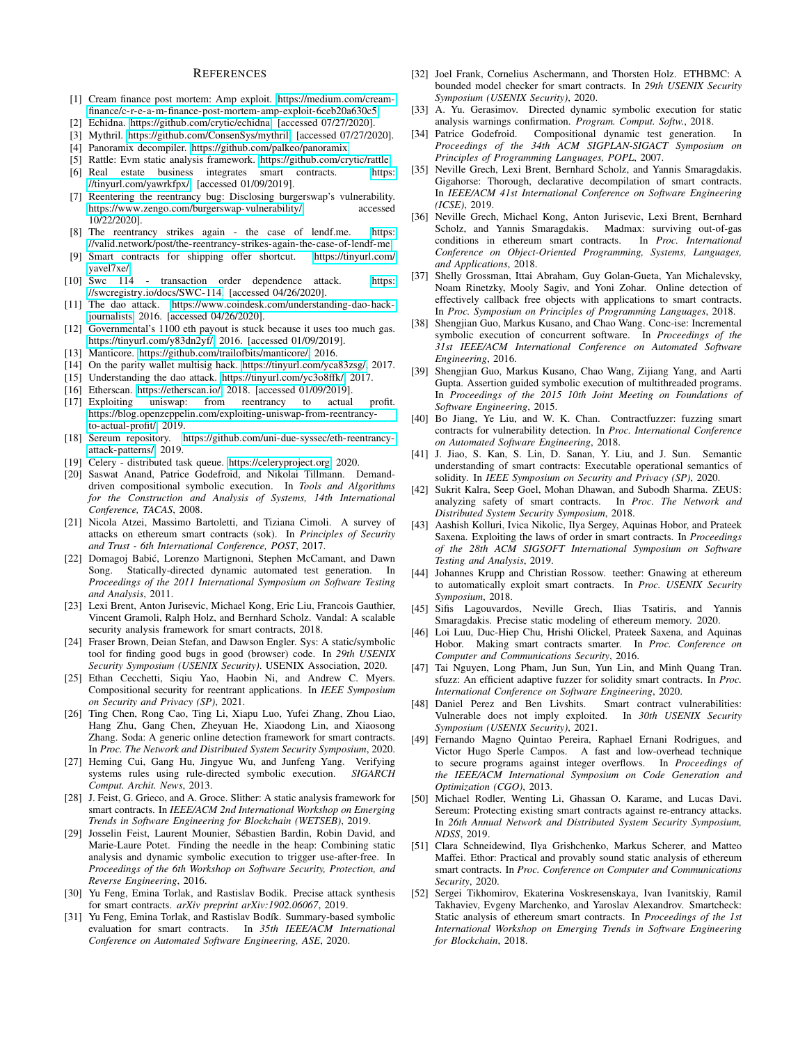## References

[1] Cream finance post mortem: Amp exploit. https://medium.com/cream-finance/c-r-e-a-m-finance-post-mortem-amp-exploit-6ceb20a630c5.

[2] Echidna. https://github.com/crytic/echidna. [accessed 07/27/2020].

[3] Mythril. https://github.com/ConsenSys/mythril. [accessed 07/27/2020].

[4] Panoramix decompiler. https://github.com/palkeo/panoramix.

[5] Rattle: Evm static analysis framework. https://github.com/crytic/rattle.

[6] Real estate business integrates smart contracts. https://tinyurl.com/yawrkfpx/. [accessed 01/09/2019].

[7] Reentering the reentrancy bug: Disclosing burgerswap's vulnerability. https://www.zengo.com/burgerswap-vulnerability/. accessed 10/22/2020].

[8] The reentrancy strikes again - the case of lendf.me. https://valid.network/post/the-reentrancy-strikes-again-the-case-of-lendf-me.

[9] Smart contracts for shipping offer shortcut. https://tinyurl.com/yavel7xe/.

[10] Swc 114 - transaction order dependence attack. https://swcregistry.io/docs/SWC-114. [accessed 04/26/2020].

[11] The dao attack. https://www.coindesk.com/understanding-dao-hack-journalists, 2016. [accessed 04/26/2020].

[12] Governmental's 1100 eth payout is stuck because it uses too much gas. https://tinyurl.com/y83dn2yf/, 2016. [accessed 01/09/2019].

[13] Manticore. https://github.com/trailofbits/manticore/, 2016.

[14] On the parity wallet multisig hack. https://tinyurl.com/yca83zsg/, 2017.

[15] Understanding the dao attack. https://tinyurl.com/yc3o8ffk/, 2017.

[16] Etherscan. https://etherscan.io/, 2018. [accessed 01/09/2019].

[17] Exploiting uniswap: from reentrancy to actual profit. https://blog.openzeppelin.com/exploiting-uniswap-from-reentrancy-to-actual-profit/, 2019.

[18] Sereum repository. https://github.com/uni-due-syssec/eth-reentrancy-attack-patterns/, 2019.

[19] Celery - distributed task queue. https://celeryproject.org, 2020.

[20] Saswat Anand, Patrice Godefroid, and Nikolai Tillmann. Demand-driven compositional symbolic execution. In *Tools and Algorithms for the Construction and Analysis of Systems, 14th International Conference, TACAS*, 2008.

[21] Nicola Atzei, Massimo Bartoletti, and Tiziana Cimoli. A survey of attacks on ethereum smart contracts (sok). In *Principles of Security and Trust - 6th International Conference, POST*, 2017.

[22] Domagoj Babić, Lorenzo Martignoni, Stephen McCamant, and Dawn Song. Statically-directed dynamic automated test generation. In *Proceedings of the 2011 International Symposium on Software Testing and Analysis*, 2011.

[23] Lexi Brent, Anton Jurisevic, Michael Kong, Eric Liu, Francois Gauthier, Vincent Gramoli, Ralph Holz, and Bernhard Scholz. Vandal: A scalable security analysis framework for smart contracts, 2018.

[24] Fraser Brown, Deian Stefan, and Dawson Engler. Sys: A static/symbolic tool for finding good bugs in good (browser) code. In *29th USENIX Security Symposium (USENIX Security)*. USENIX Association, 2020.

[25] Ethan Cecchetti, Siqiu Yao, Haobin Ni, and Andrew C. Myers. Compositional security for reentrant applications. In *IEEE Symposium on Security and Privacy (SP)*, 2021.

[26] Ting Chen, Rong Cao, Ting Li, Xiapu Luo, Yufei Zhang, Zhou Liao, Hang Zhu, Gang Chen, Zheyuan He, Xiaodong Lin, and Xiaosong Zhang. Soda: A generic online detection framework for smart contracts. In *Proc. The Network and Distributed System Security Symposium*, 2020.

[27] Heming Cui, Gang Hu, Jingyue Wu, and Junfeng Yang. Verifying systems rules using rule-directed symbolic execution. *SIGARCH Comput. Archit. News*, 2013.

[28] J. Feist, G. Grieco, and A. Groce. Slither: A static analysis framework for smart contracts. In *IEEE/ACM 2nd International Workshop on Emerging Trends in Software Engineering for Blockchain (WETSEB)*, 2019.

[29] Josselin Feist, Laurent Mounier, Sébastien Bardin, Robin David, and Marie-Laure Potet. Finding the needle in the heap: Combining static analysis and dynamic symbolic execution to trigger use-after-free. In *Proceedings of the 6th Workshop on Software Security, Protection, and Reverse Engineering*, 2016.

[30] Yu Feng, Emina Torlak, and Rastislav Bodik. Precise attack synthesis for smart contracts. *arXiv preprint arXiv:1902.06067*, 2019.

[31] Yu Feng, Emina Torlak, and Rastislav Bodík. Summary-based symbolic evaluation for smart contracts. In *35th IEEE/ACM International Conference on Automated Software Engineering, ASE*, 2020.

[32] Joel Frank, Cornelius Aschermann, and Thorsten Holz. ETHBMC: A bounded model checker for smart contracts. In *29th USENIX Security Symposium (USENIX Security)*, 2020.

[33] A. Yu. Gerasimov. Directed dynamic symbolic execution for static analysis warnings confirmation. *Program. Comput. Softw.*, 2018.

[34] Patrice Godefroid. Compositional dynamic test generation. In *Proceedings of the 34th ACM SIGPLAN-SIGACT Symposium on Principles of Programming Languages, POPL*, 2007.

[35] Neville Grech, Lexi Brent, Bernhard Scholz, and Yannis Smaragdakis. Gigahorse: Thorough, declarative decompilation of smart contracts. In *IEEE/ACM 41st International Conference on Software Engineering (ICSE)*, 2019.

[36] Neville Grech, Michael Kong, Anton Jurisevic, Lexi Brent, Bernhard Scholz, and Yannis Smaragdakis. Madmax: surviving out-of-gas conditions in ethereum smart contracts. In *Proc. International Conference on Object-Oriented Programming, Systems, Languages, and Applications*, 2018.

[37] Shelly Grossman, Ittai Abraham, Guy Golan-Gueta, Yan Michalevsky, Noam Rinetzky, Mooly Sagiv, and Yoni Zohar. Online detection of effectively callback free objects with applications to smart contracts. In *Proc. Symposium on Principles of Programming Languages*, 2018.

[38] Shengjian Guo, Markus Kusano, and Chao Wang. Conc-ise: Incremental symbolic execution of concurrent software. In *Proceedings of the 31st IEEE/ACM International Conference on Automated Software Engineering*, 2016.

[39] Shengjian Guo, Markus Kusano, Chao Wang, Zijiang Yang, and Aarti Gupta. Assertion guided symbolic execution of multithreaded programs. In *Proceedings of the 2015 10th Joint Meeting on Foundations of Software Engineering*, 2015.

[40] Bo Jiang, Ye Liu, and W. K. Chan. Contractfuzzer: fuzzing smart contracts for vulnerability detection. In *Proc. International Conference on Automated Software Engineering*, 2018.

[41] J. Jiao, S. Kan, S. Lin, D. Sanan, Y. Liu, and J. Sun. Semantic understanding of smart contracts: Executable operational semantics of solidity. In *IEEE Symposium on Security and Privacy (SP)*, 2020.

[42] Sukrit Kalra, Seep Goel, Mohan Dhawan, and Subodh Sharma. ZEUS: analyzing safety of smart contracts. In *Proc. The Network and Distributed System Security Symposium*, 2018.

[43] Aashish Kolluri, Ivica Nikolic, Ilya Sergey, Aquinas Hobor, and Prateek Saxena. Exploiting the laws of order in smart contracts. In *Proceedings of the 28th ACM SIGSOFT International Symposium on Software Testing and Analysis*, 2019.

[44] Johannes Krupp and Christian Rossow. teether: Gnawing at ethereum to automatically exploit smart contracts. In *Proc. USENIX Security Symposium*, 2018.

[45] Sifis Lagouvardos, Neville Grech, Ilias Tsatiris, and Yannis Smaragdakis. Precise static modeling of ethereum memory. 2020.

[46] Loi Luu, Duc-Hiep Chu, Hrishi Olickel, Prateek Saxena, and Aquinas Hobor. Making smart contracts smarter. In *Proc. Conference on Computer and Communications Security*, 2016.

[47] Tai Nguyen, Long Pham, Jun Sun, Yun Lin, and Minh Quang Tran. sfuzz: An efficient adaptive fuzzer for solidity smart contracts. In *Proc. International Conference on Software Engineering*, 2020.

[48] Daniel Perez and Ben Livshits. Smart contract vulnerabilities: Vulnerable does not imply exploited. In *30th USENIX Security Symposium (USENIX Security)*, 2021.

[49] Fernando Magno Quintao Pereira, Raphael Ernani Rodrigues, and Victor Hugo Sperle Campos. A fast and low-overhead technique to secure programs against integer overflows. In *Proceedings of the IEEE/ACM International Symposium on Code Generation and Optimization (CGO)*, 2013.

[50] Michael Rodler, Wenting Li, Ghassan O. Karame, and Lucas Davi. Sereum: Protecting existing smart contracts against re-entrancy attacks. In *26th Annual Network and Distributed System Security Symposium, NDSS*, 2019.

[51] Clara Schneidewind, Ilya Grishchenko, Markus Scherer, and Matteo Maffei. Ethor: Practical and provably sound static analysis of ethereum smart contracts. In *Proc. Conference on Computer and Communications Security*, 2020.

[52] Sergei Tikhomirov, Ekaterina Voskresenskaya, Ivan Ivanitskiy, Ramil Takhaviev, Evgeny Marchenko, and Yaroslav Alexandrov. Smartcheck: Static analysis of ethereum smart contracts. In *Proceedings of the 1st International Workshop on Emerging Trends in Software Engineering for Blockchain*, 2018.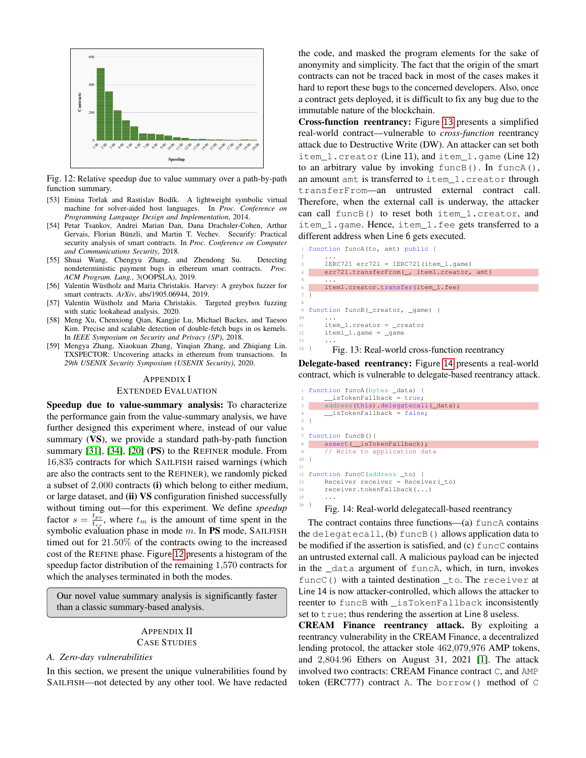Contracts

600

400

200

0

1.00 2.00 3.00 4.00 5.00 6.00 7.00 8.00 9.00 10.00 11.00 12.00 13.00 14.00 15.00 16.00 17.00 18.00 19.00 20.00

Speedup

Fig. 12: Relative speedup due to value summary over a path-by-path function summary.

[53] Emina Torlak and Rastislav Bodík. A lightweight symbolic virtual machine for solver-aided host languages. In *Proc. Conference on Programming Language Design and Implementation*, 2014.

[54] Petar Tsankov, Andrei Marian Dan, Dana Drachsler-Cohen, Arthur Gervais, Florian Bünzli, and Martin T. Vechev. Securify: Practical security analysis of smart contracts. In *Proc. Conference on Computer and Communications Security*, 2018.

[55] Shuai Wang, Chengyu Zhang, and Zhendong Su. Detecting nondeterministic payment bugs in ethereum smart contracts. *Proc. ACM Program. Lang.*, 3(OOPSLA), 2019.

[56] Valentin Wüstholz and Maria Christakis. Harvey: A greybox fuzzer for smart contracts. *ArXiv*, abs/1905.06944, 2019.

[57] Valentin Wüstholz and Maria Christakis. Targeted greybox fuzzing with static lookahead analysis. 2020.

[58] Meng Xu, Chenxiong Qian, Kangjie Lu, Michael Backes, and Taesoo Kim. Precise and scalable detection of double-fetch bugs in os kernels. In *IEEE Symposium on Security and Privacy (SP)*, 2018.

[59] Mengya Zhang, Xiaokuan Zhang, Yinqian Zhang, and Zhiqiang Lin. TXSPECTOR: Uncovering attacks in ethereum from transactions. In *29th USENIX Security Symposium (USENIX Security)*, 2020.

## Appendix I
## Extended Evaluation

**Speedup due to value-summary analysis:** To characterize the performance gain from the value-summary analysis, we have further designed this experiment where, instead of our value summary (**VS**), we provide a standard path-by-path function summary [31], [34], [20] (**PS**) to the Refiner module. From 16,835 contracts for which Sailfish raised warnings (which are also the contracts sent to the Refiner), we randomly picked a subset of 2,000 contracts **(i)** which belong to either medium, or large dataset, and **(ii) VS** configuration finished successfully without timing out—for this experiment. We define *speedup* factor $s = \frac{t_{ps}}{t_{vs}}$, where $t_m$ is the amount of time spent in the symbolic evaluation phase in mode $m$. In **PS** mode, Sailfish timed out for 21.50% of the contracts owing to the increased cost of the Refine phase. Figure 12 presents a histogram of the speedup factor distribution of the remaining 1,570 contracts for which the analyses terminated in both the modes.

> Our novel value summary analysis is significantly faster than a classic summary-based analysis.

## Appendix II
## Case Studies

### A. Zero-day vulnerabilities

In this section, we present the unique vulnerabilities found by Sailfish—not detected by any other tool. We have redacted the code, and masked the program elements for the sake of anonymity and simplicity. The fact that the origin of the smart contracts can not be traced back in most of the cases makes it hard to report these bugs to the concerned developers. Also, once a contract gets deployed, it is difficult to fix any bug due to the immutable nature of the blockchain.

**Cross-function reentrancy:** Figure 13 presents a simplified real-world contract—vulnerable to *cross-function* reentrancy attack due to Destructive Write (DW). An attacker can set both `item_1.creator` (Line 11), and `item_1.game` (Line 12) to an arbitrary value by invoking `funcB()`. In `funcA()`, an amount `amt` is transferred to `item_1.creator` through `transferFrom`—an untrusted external contract call. Therefore, when the external call is underway, the attacker can call `funcB()` to reset both `item_1.creator`, and `item_1.game`. Hence, `item_1.fee` gets transferred to a different address when Line 6 gets executed.

```
1  function funcA(to, amt) public {
2      ...
3      IERC721 erc721 = IERC721(item_1.game)
4      erc721.transferFrom(_, item1.creator, amt)
5      ...
6      item1.creator.transfer(item_1.fee)
7  }
8
9  function funcB(_creator, _game) {
10     ...
11     item_1.creator = _creator
12     item1_1.game = _game
13     ...
14 }
```

Fig. 13: Real-world cross-function reentrancy

**Delegate-based reentrancy:** Figure 14 presents a real-world contract, which is vulnerable to delegate-based reentrancy attack.

```
1  function funcA(bytes _data) {
2      __isTokenFallback = true;
3      address(this).delegatecall(_data);
4      __isTokenFallback = false;
5  }
6
7  function funcB(){
8      assert(__isTokenFallback);
9      // Write to application data
10 }
11
12 function funcC(address _to) {
13     Receiver receiver = Receiver(_to)
14     receiver.tokenFallback(...)
15     ...
16 }
```

Fig. 14: Real-world delegatecall-based reentrancy

The contract contains three functions—(a) `funcA` contains the `delegatecall`, (b) `funcB()` allows application data to be modified if the assertion is satisfied, and (c) `funcC` contains an untrusted external call. A malicious payload can be injected in the `_data` argument of `funcA`, which, in turn, invokes `funcC()` with a tainted destination `_to`. The `receiver` at Line 14 is now attacker-controlled, which allows the attacker to reenter to `funcB` with `_isTokenFallback` inconsistently set to `true`; thus rendering the assertion at Line 8 useless.

**CREAM Finance reentrancy attack.** By exploiting a reentrancy vulnerability in the CREAM Finance, a decentralized lending protocol, the attacker stole 462,079,976 AMP tokens, and 2,804.96 Ethers on August 31, 2021 [1]. The attack involved two contracts: CREAM Finance contract `C`, and `AMP` token (ERC777) contract `A`. The `borrow()` method of `C`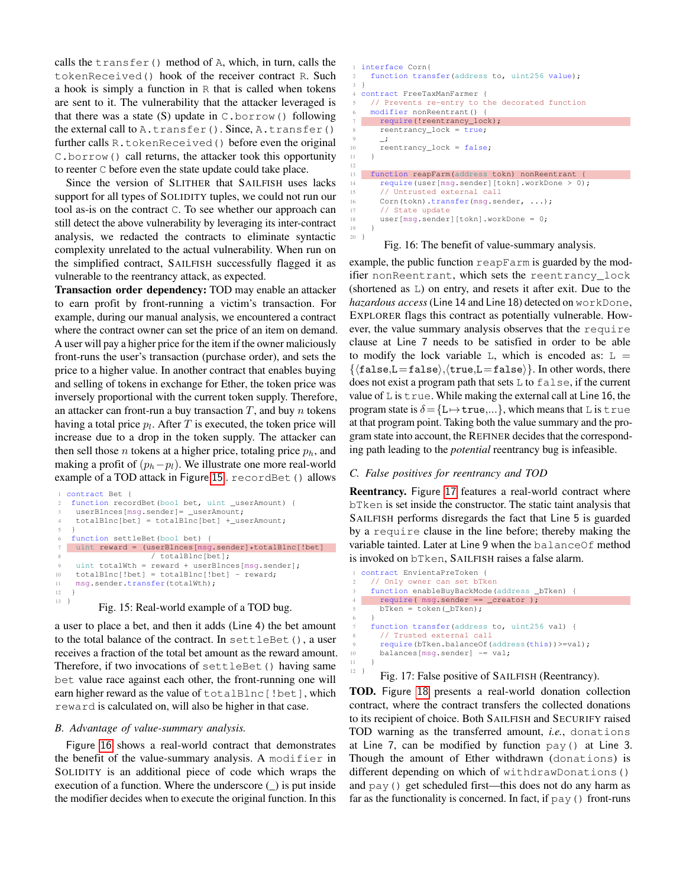calls the `transfer()` method of `A`, which, in turn, calls the `tokenReceived()` hook of the receiver contract `R`. Such a hook is simply a function in `R` that is called when tokens are sent to it. The vulnerability that the attacker leveraged is that there was a state (S) update in `C.borrow()` following the external call to `A.transfer()`. Since, `A.transfer()` further calls `R.tokenReceived()` before even the original `C.borrow()` call returns, the attacker took this opportunity to reenter `C` before even the state update could take place.

Since the version of SLITHER that SAILFISH uses lacks support for all types of SOLIDITY tuples, we could not run our tool as-is on the contract `C`. To see whether our approach can still detect the above vulnerability by leveraging its inter-contract analysis, we redacted the contracts to eliminate syntactic complexity unrelated to the actual vulnerability. When run on the simplified contract, SAILFISH successfully flagged it as vulnerable to the reentrancy attack, as expected.

**Transaction order dependency:** TOD may enable an attacker to earn profit by front-running a victim's transaction. For example, during our manual analysis, we encountered a contract where the contract owner can set the price of an item on demand. A user will pay a higher price for the item if the owner maliciously front-runs the user's transaction (purchase order), and sets the price to a higher value. In another contract that enables buying and selling of tokens in exchange for Ether, the token price was inversely proportional with the current token supply. Therefore, an attacker can front-run a buy transaction $T$, and buy $n$ tokens having a total price $p_l$. After $T$ is executed, the token price will increase due to a drop in the token supply. The attacker can then sell those $n$ tokens at a higher price, totaling price $p_h$, and making a profit of $(p_h - p_l)$. We illustrate one more real-world example of a TOD attack in Figure 15. `recordBet()` allows

```
1  contract Bet {
2   function recordBet(bool bet, uint _userAmount) {
3    userBlnces[msg.sender]= _userAmount;
4    totalBlnc[bet] = totalBlnc[bet] +_userAmount;
5   }
6   function settleBet(bool bet) {
7    uint reward = (userBlnces[msg.sender]*totalBlnc[!bet]
8                   / totalBlnc[bet];
9    uint totalWth = reward + userBlnces[msg.sender];
10   totalBlnc[!bet] = totalBlnc[!bet] - reward;
11   msg.sender.transfer(totalWth);
12  }
13 }
```

Fig. 15: Real-world example of a TOD bug.

a user to place a bet, and then it adds (Line 4) the bet amount to the total balance of the contract. In `settleBet()`, a user receives a fraction of the total bet amount as the reward amount. Therefore, if two invocations of `settleBet()` having same `bet` value race against each other, the front-running one will earn higher reward as the value of `totalBlnc[!bet]`, which `reward` is calculated on, will also be higher in that case.

### B. Advantage of value-summary analysis.

Figure 16 shows a real-world contract that demonstrates the benefit of the value-summary analysis. A `modifier` in SOLIDITY is an additional piece of code which wraps the execution of a function. Where the underscore (_) is put inside the modifier decides when to execute the original function. In this

```
1  interface Corn{
2    function transfer(address to, uint256 value);
3  }
4  contract FreeTaxManFarmer {
5    // Prevents re-entry to the decorated function
6    modifier nonReentrant() {
7      require(!reentrancy_lock);
8      reentrancy_lock = true;
9      _;
10     reentrancy_lock = false;
11   }
12
13   function reapFarm(address tokn) nonReentrant {
14     require(user[msg.sender][tokn].workDone > 0);
15     // Untrusted external call
16     Corn(tokn).transfer(msg.sender, ...);
17     // State update
18     user[msg.sender][tokn].workDone = 0;
19   }
20 }
```

Fig. 16: The benefit of value-summary analysis.

example, the public function `reapFarm` is guarded by the modifier `nonReentrant`, which sets the `reentrancy_lock` (shortened as `L`) on entry, and resets it after exit. Due to the *hazardous access* (Line 14 and Line 18) detected on `workDone`, EXPLORER flags this contract as potentially vulnerable. However, the value summary analysis observes that the `require` clause at Line 7 needs to be satisfied in order to be able to modify the lock variable `L`, which is encoded as: $\texttt{L} = \{\langle \texttt{false}, \texttt{L}=\texttt{false}\rangle, \langle \texttt{true}, \texttt{L}=\texttt{false}\rangle\}$. In other words, there does not exist a program path that sets `L` to `false`, if the current value of `L` is `true`. While making the external call at Line 16, the program state is $\delta = \{\texttt{L} \mapsto \texttt{true}, ...\}$, which means that `L` is `true` at that program point. Taking both the value summary and the program state into account, the REFINER decides that the corresponding path leading to the *potential* reentrancy bug is infeasible.

### C. False positives for reentrancy and TOD

**Reentrancy.** Figure 17 features a real-world contract where `bTken` is set inside the constructor. The static taint analysis that SAILFISH performs disregards the fact that Line 5 is guarded by a `require` clause in the line before; thereby making the variable tainted. Later at Line 9 when the `balanceOf` method is invoked on `bTken`, SAILFISH raises a false alarm.

```
1  contract EnvientaPreToken {
2    // Only owner can set bTken
3    function enableBuyBackMode(address _bTken) {
4      require( msg.sender == _creator );
5      bTken = token(_bTken);
6    }
7    function transfer(address to, uint256 val) {
8      // Trusted external call
9      require(bTken.balanceOf(address(this))>=val);
10     balances[msg.sender] -= val;
11   }
12 }
```

Fig. 17: False positive of SAILFISH (Reentrancy).

**TOD.** Figure 18 presents a real-world donation collection contract, where the contract transfers the collected donations to its recipient of choice. Both SAILFISH and SECURIFY raised TOD warning as the transferred amount, *i.e.*, `donations` at Line 7, can be modified by function `pay()` at Line 3. Though the amount of Ether withdrawn (`donations`) is different depending on which of `withdrawDonations()` and `pay()` get scheduled first—this does not do any harm as far as the functionality is concerned. In fact, if `pay()` front-runs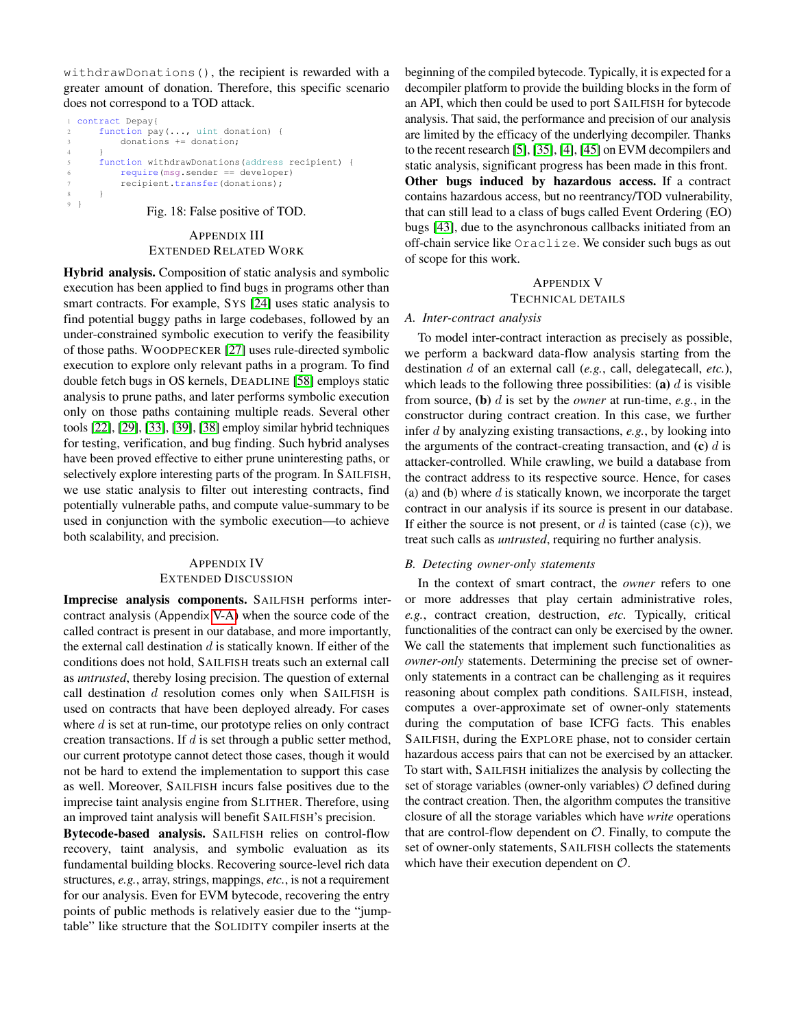withdrawDonations(), the recipient is rewarded with a greater amount of donation. Therefore, this specific scenario does not correspond to a TOD attack.

```
1 contract Depay{
2     function pay(..., uint donation) {
3         donations += donation;
4     }
5     function withdrawDonations(address recipient) {
6         require(msg.sender == developer)
7         recipient.transfer(donations);
8     }
9 }
```

Fig. 18: False positive of TOD.

## APPENDIX III
## EXTENDED RELATED WORK

**Hybrid analysis.** Composition of static analysis and symbolic execution has been applied to find bugs in programs other than smart contracts. For example, SYS [24] uses static analysis to find potential buggy paths in large codebases, followed by an under-constrained symbolic execution to verify the feasibility of those paths. WOODPECKER [27] uses rule-directed symbolic execution to explore only relevant paths in a program. To find double fetch bugs in OS kernels, DEADLINE [58] employs static analysis to prune paths, and later performs symbolic execution only on those paths containing multiple reads. Several other tools [22], [29], [33], [39], [38] employ similar hybrid techniques for testing, verification, and bug finding. Such hybrid analyses have been proved effective to either prune uninteresting paths, or selectively explore interesting parts of the program. In SAILFISH, we use static analysis to filter out interesting contracts, find potentially vulnerable paths, and compute value-summary to be used in conjunction with the symbolic execution—to achieve both scalability, and precision.

## APPENDIX IV
## EXTENDED DISCUSSION

**Imprecise analysis components.** SAILFISH performs inter-contract analysis (Appendix V-A) when the source code of the called contract is present in our database, and more importantly, the external call destination $d$ is statically known. If either of the conditions does not hold, SAILFISH treats such an external call as *untrusted*, thereby losing precision. The question of external call destination $d$ resolution comes only when SAILFISH is used on contracts that have been deployed already. For cases where $d$ is set at run-time, our prototype relies on only contract creation transactions. If $d$ is set through a public setter method, our current prototype cannot detect those cases, though it would not be hard to extend the implementation to support this case as well. Moreover, SAILFISH incurs false positives due to the imprecise taint analysis engine from SLITHER. Therefore, using an improved taint analysis will benefit SAILFISH's precision.

**Bytecode-based analysis.** SAILFISH relies on control-flow recovery, taint analysis, and symbolic evaluation as its fundamental building blocks. Recovering source-level rich data structures, *e.g.*, array, strings, mappings, *etc.*, is not a requirement for our analysis. Even for EVM bytecode, recovering the entry points of public methods is relatively easier due to the "jump-table" like structure that the SOLIDITY compiler inserts at the beginning of the compiled bytecode. Typically, it is expected for a decompiler platform to provide the building blocks in the form of an API, which then could be used to port SAILFISH for bytecode analysis. That said, the performance and precision of our analysis are limited by the efficacy of the underlying decompiler. Thanks to the recent research [5], [35], [4], [45] on EVM decompilers and static analysis, significant progress has been made in this front.

**Other bugs induced by hazardous access.** If a contract contains hazardous access, but no reentrancy/TOD vulnerability, that can still lead to a class of bugs called Event Ordering (EO) bugs [43], due to the asynchronous callbacks initiated from an off-chain service like Oraclize. We consider such bugs as out of scope for this work.

## APPENDIX V
## TECHNICAL DETAILS

### A. Inter-contract analysis

To model inter-contract interaction as precisely as possible, we perform a backward data-flow analysis starting from the destination $d$ of an external call (*e.g.*, call, delegatecall, *etc.*), which leads to the following three possibilities: **(a)** $d$ is visible from source, **(b)** $d$ is set by the *owner* at run-time, *e.g.*, in the constructor during contract creation. In this case, we further infer $d$ by analyzing existing transactions, *e.g.*, by looking into the arguments of the contract-creating transaction, and **(c)** $d$ is attacker-controlled. While crawling, we build a database from the contract address to its respective source. Hence, for cases (a) and (b) where $d$ is statically known, we incorporate the target contract in our analysis if its source is present in our database. If either the source is not present, or $d$ is tainted (case (c)), we treat such calls as *untrusted*, requiring no further analysis.

### B. Detecting owner-only statements

In the context of smart contract, the *owner* refers to one or more addresses that play certain administrative roles, *e.g.*, contract creation, destruction, *etc.* Typically, critical functionalities of the contract can only be exercised by the owner. We call the statements that implement such functionalities as *owner-only* statements. Determining the precise set of owner-only statements in a contract can be challenging as it requires reasoning about complex path conditions. SAILFISH, instead, computes a over-approximate set of owner-only statements during the computation of base ICFG facts. This enables SAILFISH, during the EXPLORE phase, not to consider certain hazardous access pairs that can not be exercised by an attacker. To start with, SAILFISH initializes the analysis by collecting the set of storage variables (owner-only variables) $\mathcal{O}$ defined during the contract creation. Then, the algorithm computes the transitive closure of all the storage variables which have *write* operations that are control-flow dependent on $\mathcal{O}$. Finally, to compute the set of owner-only statements, SAILFISH collects the statements which have their execution dependent on $\mathcal{O}$.